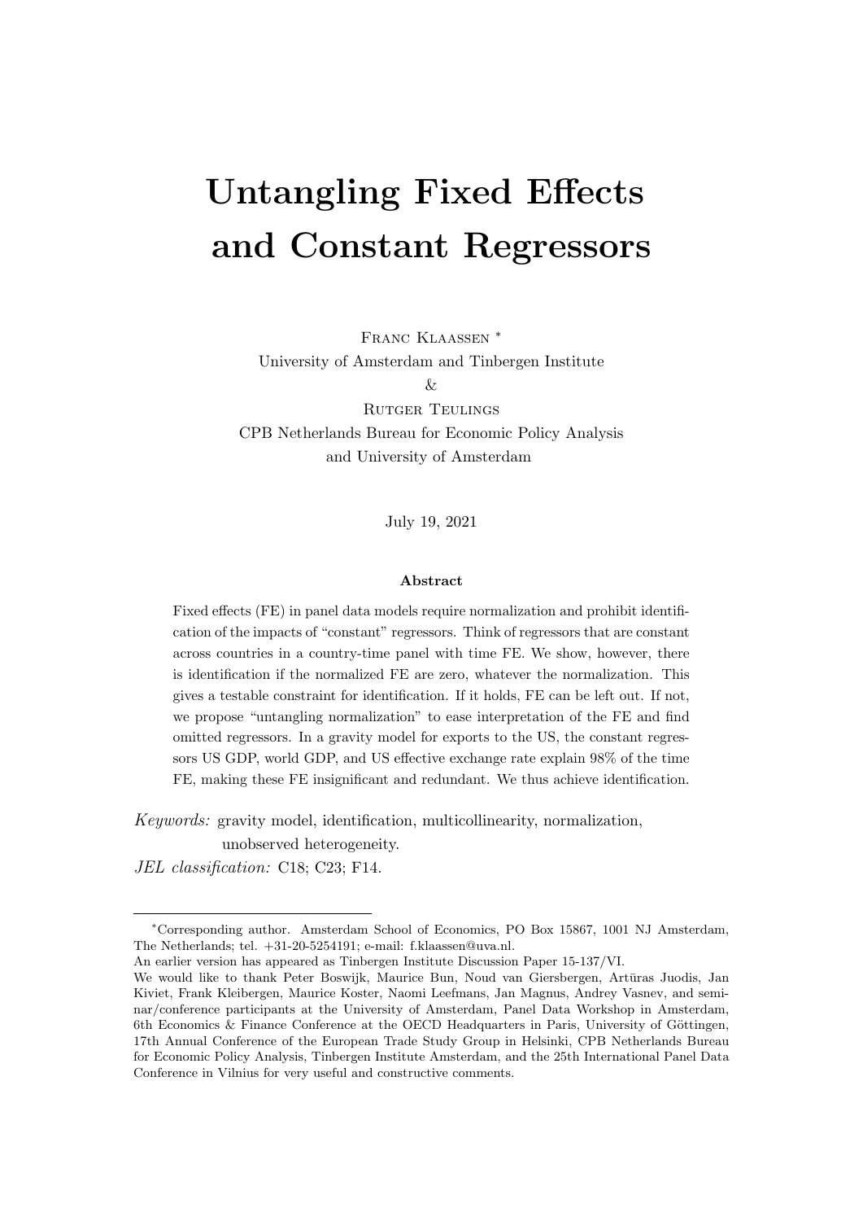# Untangling Fixed Effects and Constant Regressors

Franc Klaassen [*]
University of Amsterdam and Tinbergen Institute
&
Rutger Teulings
CPB Netherlands Bureau for Economic Policy Analysis
and University of Amsterdam

July 19, 2021

**Abstract**

Fixed effects (FE) in panel data models require normalization and prohibit identification of the impacts of "constant" regressors. Think of regressors that are constant across countries in a country-time panel with time FE. We show, however, there is identification if the normalized FE are zero, whatever the normalization. This gives a testable constraint for identification. If it holds, FE can be left out. If not, we propose "untangling normalization" to ease interpretation of the FE and find omitted regressors. In a gravity model for exports to the US, the constant regressors US GDP, world GDP, and US effective exchange rate explain 98% of the time FE, making these FE insignificant and redundant. We thus achieve identification.

*Keywords:* gravity model, identification, multicollinearity, normalization, unobserved heterogeneity.
*JEL classification:* C18; C23; F14.

---

[*] Corresponding author. Amsterdam School of Economics, PO Box 15867, 1001 NJ Amsterdam, The Netherlands; tel. +31-20-5254191; e-mail: f.klaassen@uva.nl.
An earlier version has appeared as Tinbergen Institute Discussion Paper 15-137/VI.
We would like to thank Peter Boswijk, Maurice Bun, Noud van Giersbergen, Artūras Juodis, Jan Kiviet, Frank Kleibergen, Maurice Koster, Naomi Leefmans, Jan Magnus, Andrey Vasnev, and seminar/conference participants at the University of Amsterdam, Panel Data Workshop in Amsterdam, 6th Economics & Finance Conference at the OECD Headquarters in Paris, University of Göttingen, 17th Annual Conference of the European Trade Study Group in Helsinki, CPB Netherlands Bureau for Economic Policy Analysis, Tinbergen Institute Amsterdam, and the 25th International Panel Data Conference in Vilnius for very useful and constructive comments.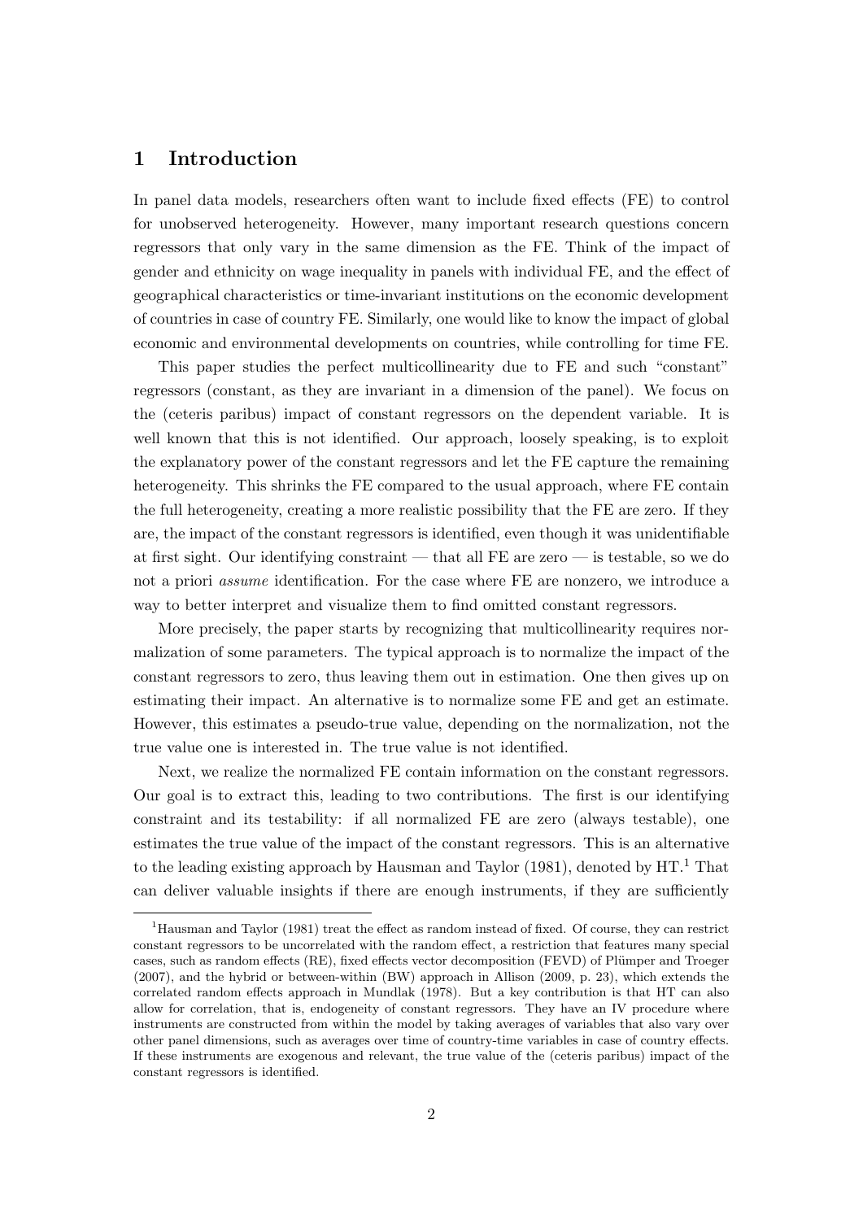## 1 Introduction

In panel data models, researchers often want to include fixed effects (FE) to control for unobserved heterogeneity. However, many important research questions concern regressors that only vary in the same dimension as the FE. Think of the impact of gender and ethnicity on wage inequality in panels with individual FE, and the effect of geographical characteristics or time-invariant institutions on the economic development of countries in case of country FE. Similarly, one would like to know the impact of global economic and environmental developments on countries, while controlling for time FE.

This paper studies the perfect multicollinearity due to FE and such "constant" regressors (constant, as they are invariant in a dimension of the panel). We focus on the (ceteris paribus) impact of constant regressors on the dependent variable. It is well known that this is not identified. Our approach, loosely speaking, is to exploit the explanatory power of the constant regressors and let the FE capture the remaining heterogeneity. This shrinks the FE compared to the usual approach, where FE contain the full heterogeneity, creating a more realistic possibility that the FE are zero. If they are, the impact of the constant regressors is identified, even though it was unidentifiable at first sight. Our identifying constraint — that all FE are zero — is testable, so we do not a priori *assume* identification. For the case where FE are nonzero, we introduce a way to better interpret and visualize them to find omitted constant regressors.

More precisely, the paper starts by recognizing that multicollinearity requires normalization of some parameters. The typical approach is to normalize the impact of the constant regressors to zero, thus leaving them out in estimation. One then gives up on estimating their impact. An alternative is to normalize some FE and get an estimate. However, this estimates a pseudo-true value, depending on the normalization, not the true value one is interested in. The true value is not identified.

Next, we realize the normalized FE contain information on the constant regressors. Our goal is to extract this, leading to two contributions. The first is our identifying constraint and its testability: if all normalized FE are zero (always testable), one estimates the true value of the impact of the constant regressors. This is an alternative to the leading existing approach by Hausman and Taylor (1981), denoted by HT.[1] That can deliver valuable insights if there are enough instruments, if they are sufficiently

[1] Hausman and Taylor (1981) treat the effect as random instead of fixed. Of course, they can restrict constant regressors to be uncorrelated with the random effect, a restriction that features many special cases, such as random effects (RE), fixed effects vector decomposition (FEVD) of Plümper and Troeger (2007), and the hybrid or between-within (BW) approach in Allison (2009, p. 23), which extends the correlated random effects approach in Mundlak (1978). But a key contribution is that HT can also allow for correlation, that is, endogeneity of constant regressors. They have an IV procedure where instruments are constructed from within the model by taking averages of variables that also vary over other panel dimensions, such as averages over time of country-time variables in case of country effects. If these instruments are exogenous and relevant, the true value of the (ceteris paribus) impact of the constant regressors is identified.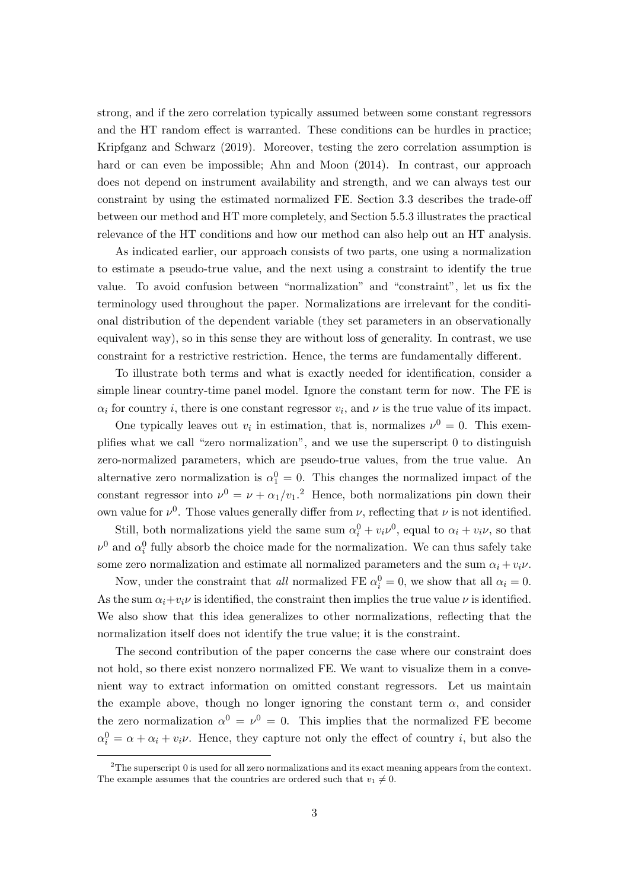strong, and if the zero correlation typically assumed between some constant regressors and the HT random effect is warranted. These conditions can be hurdles in practice; Kripfganz and Schwarz (2019). Moreover, testing the zero correlation assumption is hard or can even be impossible; Ahn and Moon (2014). In contrast, our approach does not depend on instrument availability and strength, and we can always test our constraint by using the estimated normalized FE. Section 3.3 describes the trade-off between our method and HT more completely, and Section 5.5.3 illustrates the practical relevance of the HT conditions and how our method can also help out an HT analysis.

As indicated earlier, our approach consists of two parts, one using a normalization to estimate a pseudo-true value, and the next using a constraint to identify the true value. To avoid confusion between "normalization" and "constraint", let us fix the terminology used throughout the paper. Normalizations are irrelevant for the conditional distribution of the dependent variable (they set parameters in an observationally equivalent way), so in this sense they are without loss of generality. In contrast, we use constraint for a restrictive restriction. Hence, the terms are fundamentally different.

To illustrate both terms and what is exactly needed for identification, consider a simple linear country-time panel model. Ignore the constant term for now. The FE is $\alpha_i$ for country $i$, there is one constant regressor $v_i$, and $\nu$ is the true value of its impact.

One typically leaves out $v_i$ in estimation, that is, normalizes $\nu^0 = 0$. This exemplifies what we call "zero normalization", and we use the superscript 0 to distinguish zero-normalized parameters, which are pseudo-true values, from the true value. An alternative zero normalization is $\alpha_1^0 = 0$. This changes the normalized impact of the constant regressor into $\nu^0 = \nu + \alpha_1/v_1$.[2] Hence, both normalizations pin down their own value for $\nu^0$. Those values generally differ from $\nu$, reflecting that $\nu$ is not identified.

Still, both normalizations yield the same sum $\alpha_i^0 + v_i\nu^0$, equal to $\alpha_i + v_i\nu$, so that $\nu^0$ and $\alpha_i^0$ fully absorb the choice made for the normalization. We can thus safely take some zero normalization and estimate all normalized parameters and the sum $\alpha_i + v_i\nu$.

Now, under the constraint that *all* normalized FE $\alpha_i^0 = 0$, we show that all $\alpha_i = 0$. As the sum $\alpha_i + v_i\nu$ is identified, the constraint then implies the true value $\nu$ is identified. We also show that this idea generalizes to other normalizations, reflecting that the normalization itself does not identify the true value; it is the constraint.

The second contribution of the paper concerns the case where our constraint does not hold, so there exist nonzero normalized FE. We want to visualize them in a convenient way to extract information on omitted constant regressors. Let us maintain the example above, though no longer ignoring the constant term $\alpha$, and consider the zero normalization $\alpha^0 = \nu^0 = 0$. This implies that the normalized FE become $\alpha_i^0 = \alpha + \alpha_i + v_i\nu$. Hence, they capture not only the effect of country $i$, but also the

[2] The superscript 0 is used for all zero normalizations and its exact meaning appears from the context. The example assumes that the countries are ordered such that $v_1 \neq 0$.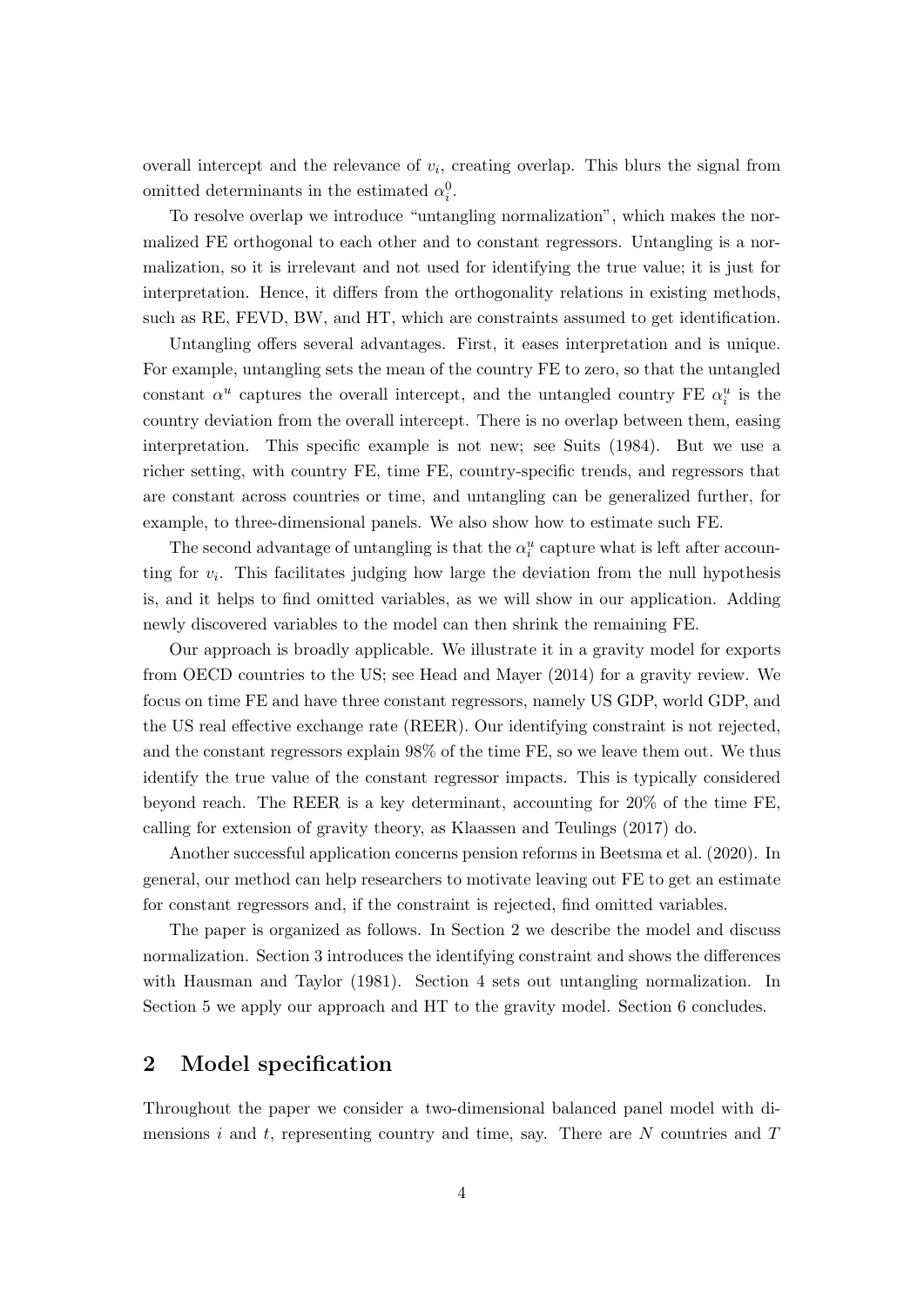overall intercept and the relevance of $v_i$, creating overlap. This blurs the signal from omitted determinants in the estimated $\alpha_i^0$.

To resolve overlap we introduce "untangling normalization", which makes the normalized FE orthogonal to each other and to constant regressors. Untangling is a normalization, so it is irrelevant and not used for identifying the true value; it is just for interpretation. Hence, it differs from the orthogonality relations in existing methods, such as RE, FEVD, BW, and HT, which are constraints assumed to get identification.

Untangling offers several advantages. First, it eases interpretation and is unique. For example, untangling sets the mean of the country FE to zero, so that the untangled constant $\alpha^u$ captures the overall intercept, and the untangled country FE $\alpha_i^u$ is the country deviation from the overall intercept. There is no overlap between them, easing interpretation. This specific example is not new; see Suits (1984). But we use a richer setting, with country FE, time FE, country-specific trends, and regressors that are constant across countries or time, and untangling can be generalized further, for example, to three-dimensional panels. We also show how to estimate such FE.

The second advantage of untangling is that the $\alpha_i^u$ capture what is left after accounting for $v_i$. This facilitates judging how large the deviation from the null hypothesis is, and it helps to find omitted variables, as we will show in our application. Adding newly discovered variables to the model can then shrink the remaining FE.

Our approach is broadly applicable. We illustrate it in a gravity model for exports from OECD countries to the US; see Head and Mayer (2014) for a gravity review. We focus on time FE and have three constant regressors, namely US GDP, world GDP, and the US real effective exchange rate (REER). Our identifying constraint is not rejected, and the constant regressors explain 98% of the time FE, so we leave them out. We thus identify the true value of the constant regressor impacts. This is typically considered beyond reach. The REER is a key determinant, accounting for 20% of the time FE, calling for extension of gravity theory, as Klaassen and Teulings (2017) do.

Another successful application concerns pension reforms in Beetsma et al. (2020). In general, our method can help researchers to motivate leaving out FE to get an estimate for constant regressors and, if the constraint is rejected, find omitted variables.

The paper is organized as follows. In Section 2 we describe the model and discuss normalization. Section 3 introduces the identifying constraint and shows the differences with Hausman and Taylor (1981). Section 4 sets out untangling normalization. In Section 5 we apply our approach and HT to the gravity model. Section 6 concludes.

## 2 Model specification

Throughout the paper we consider a two-dimensional balanced panel model with dimensions $i$ and $t$, representing country and time, say. There are $N$ countries and $T$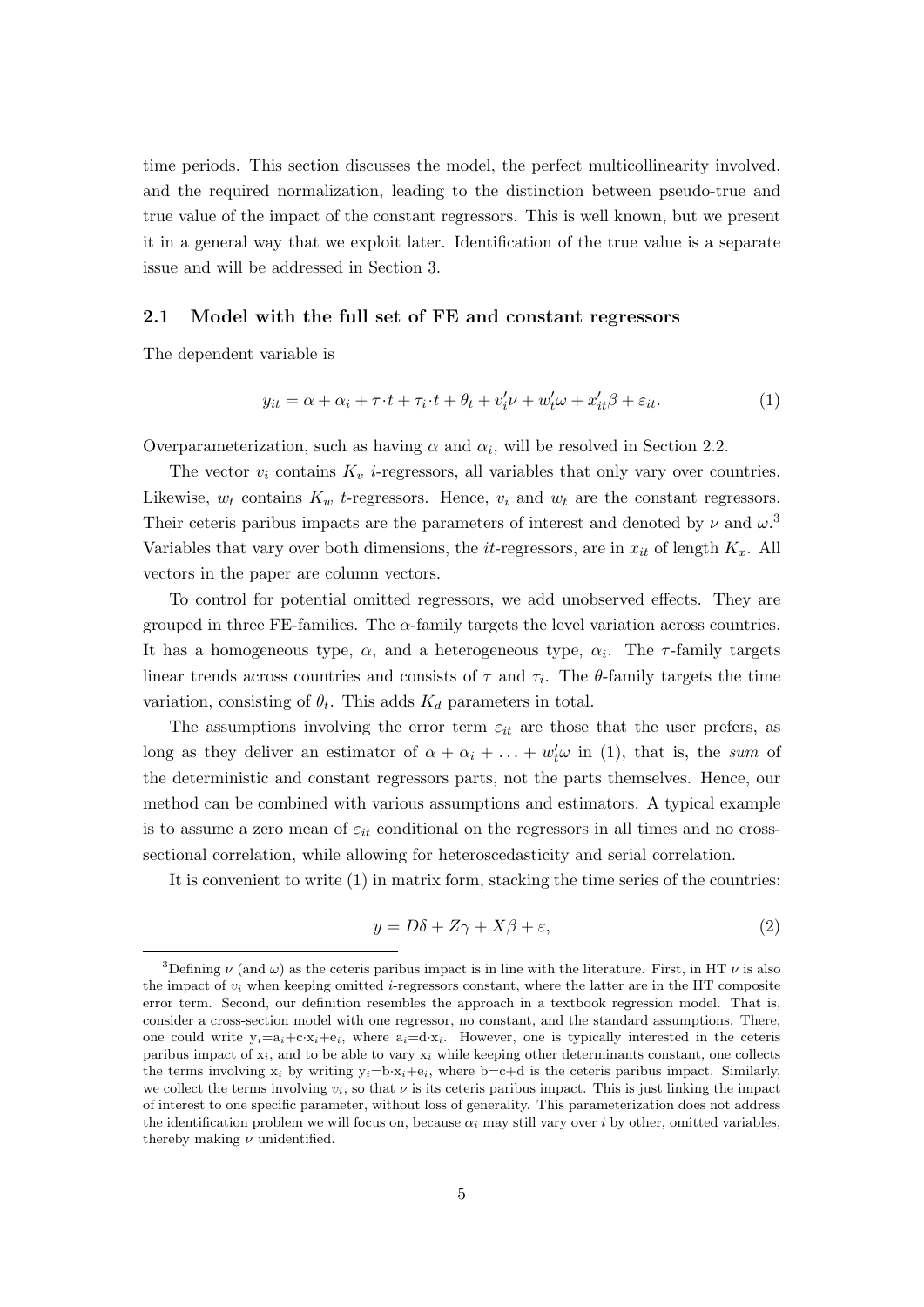time periods. This section discusses the model, the perfect multicollinearity involved, and the required normalization, leading to the distinction between pseudo-true and true value of the impact of the constant regressors. This is well known, but we present it in a general way that we exploit later. Identification of the true value is a separate issue and will be addressed in Section 3.

### 2.1 Model with the full set of FE and constant regressors

The dependent variable is

$$y_{it} = \alpha + \alpha_i + \tau \cdot t + \tau_i \cdot t + \theta_t + v_i' \nu + w_t' \omega + x_{it}' \beta + \varepsilon_{it}. \tag{1}$$

Overparameterization, such as having $\alpha$ and $\alpha_i$, will be resolved in Section 2.2.

The vector $v_i$ contains $K_v$ $i$-regressors, all variables that only vary over countries. Likewise, $w_t$ contains $K_w$ $t$-regressors. Hence, $v_i$ and $w_t$ are the constant regressors. Their ceteris paribus impacts are the parameters of interest and denoted by $\nu$ and $\omega$.[3] Variables that vary over both dimensions, the $it$-regressors, are in $x_{it}$ of length $K_x$. All vectors in the paper are column vectors.

To control for potential omitted regressors, we add unobserved effects. They are grouped in three FE-families. The $\alpha$-family targets the level variation across countries. It has a homogeneous type, $\alpha$, and a heterogeneous type, $\alpha_i$. The $\tau$-family targets linear trends across countries and consists of $\tau$ and $\tau_i$. The $\theta$-family targets the time variation, consisting of $\theta_t$. This adds $K_d$ parameters in total.

The assumptions involving the error term $\varepsilon_{it}$ are those that the user prefers, as long as they deliver an estimator of $\alpha + \alpha_i + \ldots + w_t' \omega$ in (1), that is, the *sum* of the deterministic and constant regressors parts, not the parts themselves. Hence, our method can be combined with various assumptions and estimators. A typical example is to assume a zero mean of $\varepsilon_{it}$ conditional on the regressors in all times and no cross-sectional correlation, while allowing for heteroscedasticity and serial correlation.

It is convenient to write (1) in matrix form, stacking the time series of the countries:

$$y = D\delta + Z\gamma + X\beta + \varepsilon, \tag{2}$$

[3] Defining $\nu$ (and $\omega$) as the ceteris paribus impact is in line with the literature. First, in HT $\nu$ is also the impact of $v_i$ when keeping omitted $i$-regressors constant, where the latter are in the HT composite error term. Second, our definition resembles the approach in a textbook regression model. That is, consider a cross-section model with one regressor, no constant, and the standard assumptions. There, one could write $y_i = a_i + c \cdot x_i + e_i$, where $a_i = d \cdot x_i$. However, one is typically interested in the ceteris paribus impact of $x_i$, and to be able to vary $x_i$ while keeping other determinants constant, one collects the terms involving $x_i$ by writing $y_i = b \cdot x_i + e_i$, where $b = c + d$ is the ceteris paribus impact. Similarly, we collect the terms involving $v_i$, so that $\nu$ is its ceteris paribus impact. This is just linking the impact of interest to one specific parameter, without loss of generality. This parameterization does not address the identification problem we will focus on, because $\alpha_i$ may still vary over $i$ by other, omitted variables, thereby making $\nu$ unidentified.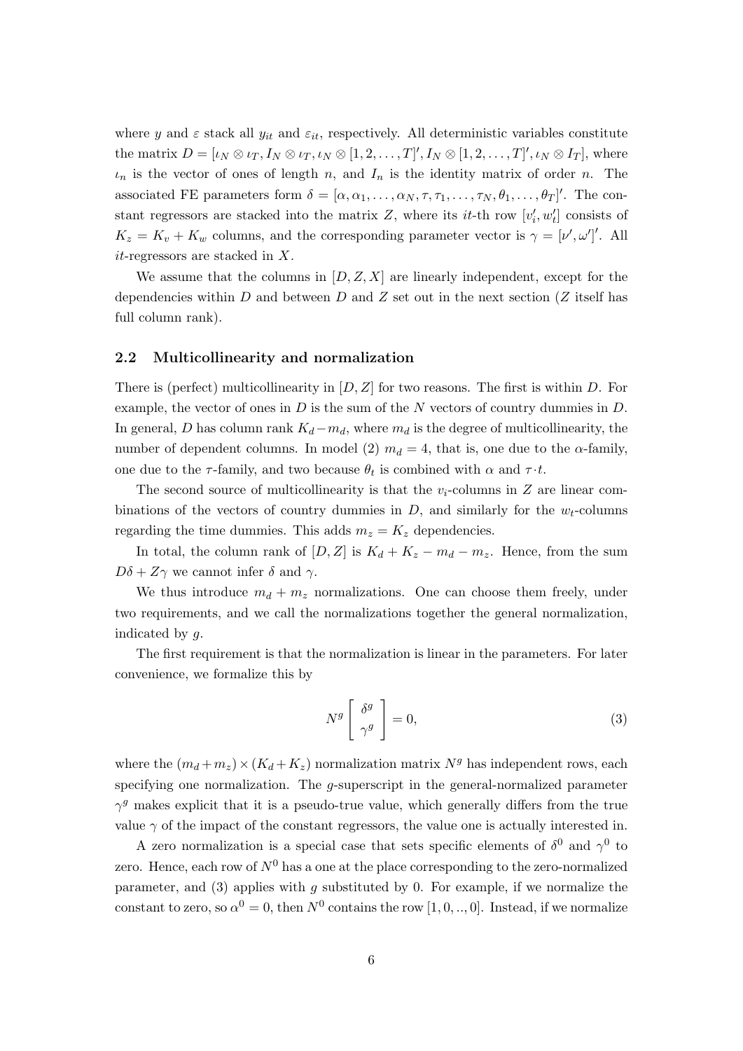where $y$ and $\varepsilon$ stack all $y_{it}$ and $\varepsilon_{it}$, respectively. All deterministic variables constitute the matrix $D = [\iota_N \otimes \iota_T, I_N \otimes \iota_T, \iota_N \otimes [1, 2, \ldots, T]', I_N \otimes [1, 2, \ldots, T]', \iota_N \otimes I_T]$, where $\iota_n$ is the vector of ones of length $n$, and $I_n$ is the identity matrix of order $n$. The associated FE parameters form $\delta = [\alpha, \alpha_1, \ldots, \alpha_N, \tau, \tau_1, \ldots, \tau_N, \theta_1, \ldots, \theta_T]'$. The constant regressors are stacked into the matrix $Z$, where its $it$-th row $[v_i', w_t']$ consists of $K_z = K_v + K_w$ columns, and the corresponding parameter vector is $\gamma = [\nu', \omega']'$. All $it$-regressors are stacked in $X$.

We assume that the columns in $[D, Z, X]$ are linearly independent, except for the dependencies within $D$ and between $D$ and $Z$ set out in the next section ($Z$ itself has full column rank).

### 2.2 Multicollinearity and normalization

There is (perfect) multicollinearity in $[D, Z]$ for two reasons. The first is within $D$. For example, the vector of ones in $D$ is the sum of the $N$ vectors of country dummies in $D$. In general, $D$ has column rank $K_d - m_d$, where $m_d$ is the degree of multicollinearity, the number of dependent columns. In model (2) $m_d = 4$, that is, one due to the $\alpha$-family, one due to the $\tau$-family, and two because $\theta_t$ is combined with $\alpha$ and $\tau \cdot t$.

The second source of multicollinearity is that the $v_i$-columns in $Z$ are linear combinations of the vectors of country dummies in $D$, and similarly for the $w_t$-columns regarding the time dummies. This adds $m_z = K_z$ dependencies.

In total, the column rank of $[D, Z]$ is $K_d + K_z - m_d - m_z$. Hence, from the sum $D\delta + Z\gamma$ we cannot infer $\delta$ and $\gamma$.

We thus introduce $m_d + m_z$ normalizations. One can choose them freely, under two requirements, and we call the normalizations together the general normalization, indicated by $g$.

The first requirement is that the normalization is linear in the parameters. For later convenience, we formalize this by

$$N^g \begin{bmatrix} \delta^g \\ \gamma^g \end{bmatrix} = 0, \tag{3}$$

where the $(m_d + m_z) \times (K_d + K_z)$ normalization matrix $N^g$ has independent rows, each specifying one normalization. The $g$-superscript in the general-normalized parameter $\gamma^g$ makes explicit that it is a pseudo-true value, which generally differs from the true value $\gamma$ of the impact of the constant regressors, the value one is actually interested in.

A zero normalization is a special case that sets specific elements of $\delta^0$ and $\gamma^0$ to zero. Hence, each row of $N^0$ has a one at the place corresponding to the zero-normalized parameter, and (3) applies with $g$ substituted by 0. For example, if we normalize the constant to zero, so $\alpha^0 = 0$, then $N^0$ contains the row $[1, 0, .., 0]$. Instead, if we normalize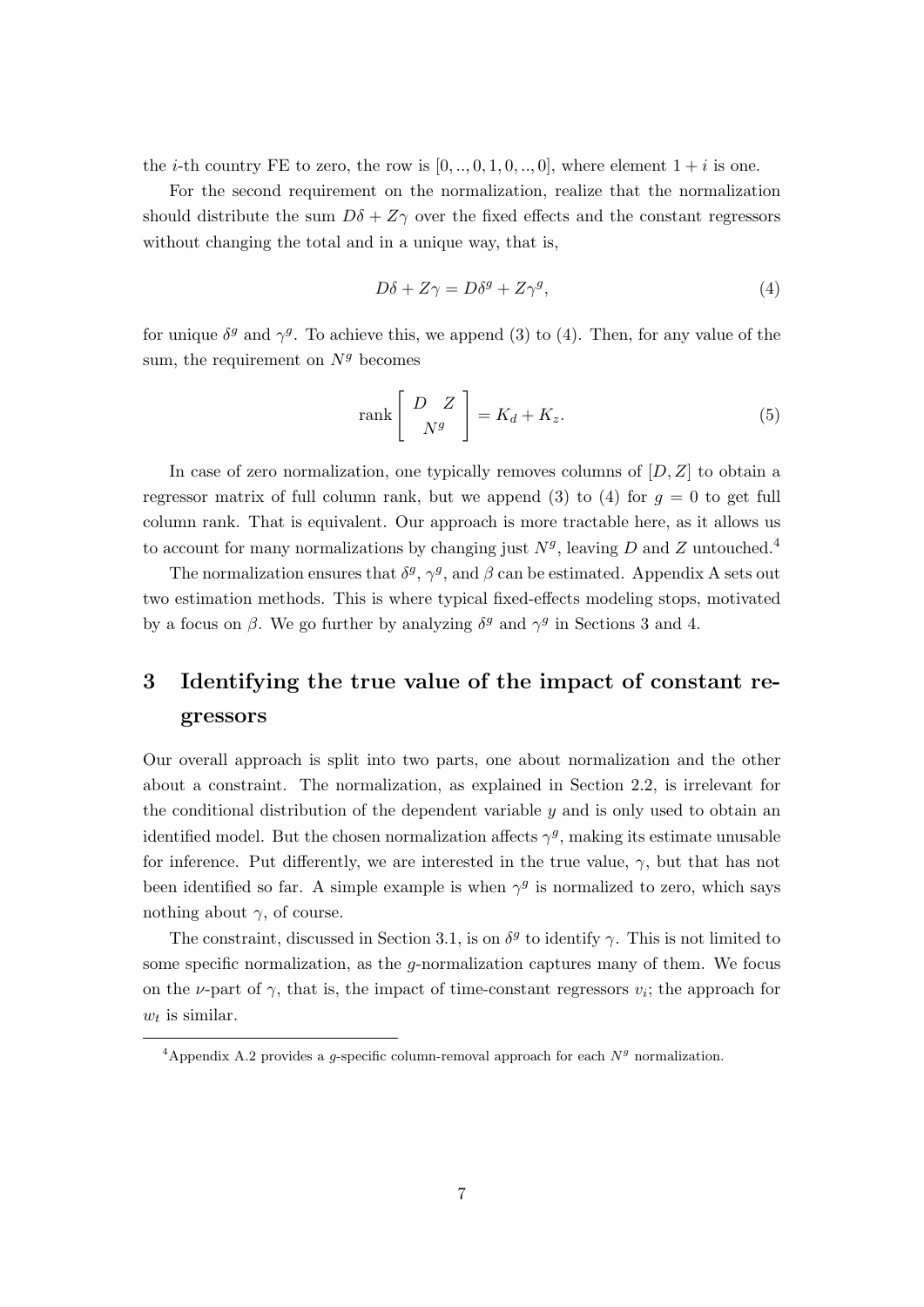the $i$-th country FE to zero, the row is $[0, .., 0, 1, 0, .., 0]$, where element $1 + i$ is one.

For the second requirement on the normalization, realize that the normalization should distribute the sum $D\delta + Z\gamma$ over the fixed effects and the constant regressors without changing the total and in a unique way, that is,

$$D\delta + Z\gamma = D\delta^g + Z\gamma^g, \tag{4}$$

for unique $\delta^g$ and $\gamma^g$. To achieve this, we append (3) to (4). Then, for any value of the sum, the requirement on $N^g$ becomes

$$\text{rank} \begin{bmatrix} D & Z \\ \multicolumn{2}{c}{N^g} \end{bmatrix} = K_d + K_z. \tag{5}$$

In case of zero normalization, one typically removes columns of $[D, Z]$ to obtain a regressor matrix of full column rank, but we append (3) to (4) for $g = 0$ to get full column rank. That is equivalent. Our approach is more tractable here, as it allows us to account for many normalizations by changing just $N^g$, leaving $D$ and $Z$ untouched.[4]

The normalization ensures that $\delta^g$, $\gamma^g$, and $\beta$ can be estimated. Appendix A sets out two estimation methods. This is where typical fixed-effects modeling stops, motivated by a focus on $\beta$. We go further by analyzing $\delta^g$ and $\gamma^g$ in Sections 3 and 4.

# 3 Identifying the true value of the impact of constant regressors

Our overall approach is split into two parts, one about normalization and the other about a constraint. The normalization, as explained in Section 2.2, is irrelevant for the conditional distribution of the dependent variable $y$ and is only used to obtain an identified model. But the chosen normalization affects $\gamma^g$, making its estimate unusable for inference. Put differently, we are interested in the true value, $\gamma$, but that has not been identified so far. A simple example is when $\gamma^g$ is normalized to zero, which says nothing about $\gamma$, of course.

The constraint, discussed in Section 3.1, is on $\delta^g$ to identify $\gamma$. This is not limited to some specific normalization, as the $g$-normalization captures many of them. We focus on the $\nu$-part of $\gamma$, that is, the impact of time-constant regressors $v_i$; the approach for $w_t$ is similar.

[4] Appendix A.2 provides a $g$-specific column-removal approach for each $N^g$ normalization.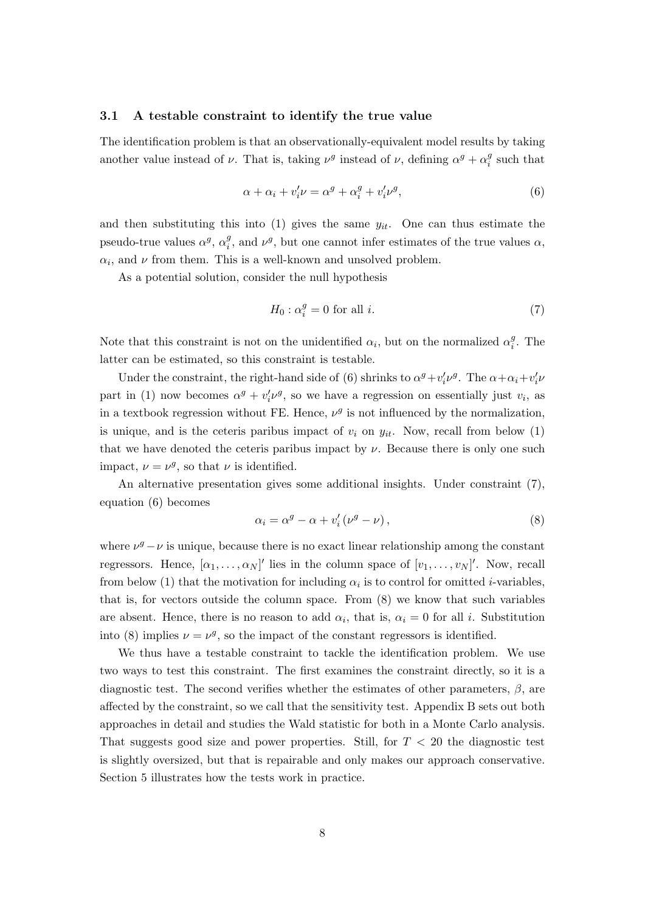### 3.1 A testable constraint to identify the true value

The identification problem is that an observationally-equivalent model results by taking another value instead of $\nu$. That is, taking $\nu^g$ instead of $\nu$, defining $\alpha^g + \alpha_i^g$ such that

$$\alpha + \alpha_i + v_i'\nu = \alpha^g + \alpha_i^g + v_i'\nu^g, \tag{6}$$

and then substituting this into (1) gives the same $y_{it}$. One can thus estimate the pseudo-true values $\alpha^g$, $\alpha_i^g$, and $\nu^g$, but one cannot infer estimates of the true values $\alpha$, $\alpha_i$, and $\nu$ from them. This is a well-known and unsolved problem.

As a potential solution, consider the null hypothesis

$$H_0 : \alpha_i^g = 0 \text{ for all } i. \tag{7}$$

Note that this constraint is not on the unidentified $\alpha_i$, but on the normalized $\alpha_i^g$. The latter can be estimated, so this constraint is testable.

Under the constraint, the right-hand side of (6) shrinks to $\alpha^g + v_i'\nu^g$. The $\alpha + \alpha_i + v_i'\nu$ part in (1) now becomes $\alpha^g + v_i'\nu^g$, so we have a regression on essentially just $v_i$, as in a textbook regression without FE. Hence, $\nu^g$ is not influenced by the normalization, is unique, and is the ceteris paribus impact of $v_i$ on $y_{it}$. Now, recall from below (1) that we have denoted the ceteris paribus impact by $\nu$. Because there is only one such impact, $\nu = \nu^g$, so that $\nu$ is identified.

An alternative presentation gives some additional insights. Under constraint (7), equation (6) becomes

$$\alpha_i = \alpha^g - \alpha + v_i'(\nu^g - \nu), \tag{8}$$

where $\nu^g - \nu$ is unique, because there is no exact linear relationship among the constant regressors. Hence, $[\alpha_1, \ldots, \alpha_N]'$ lies in the column space of $[v_1, \ldots, v_N]'$. Now, recall from below (1) that the motivation for including $\alpha_i$ is to control for omitted $i$-variables, that is, for vectors outside the column space. From (8) we know that such variables are absent. Hence, there is no reason to add $\alpha_i$, that is, $\alpha_i = 0$ for all $i$. Substitution into (8) implies $\nu = \nu^g$, so the impact of the constant regressors is identified.

We thus have a testable constraint to tackle the identification problem. We use two ways to test this constraint. The first examines the constraint directly, so it is a diagnostic test. The second verifies whether the estimates of other parameters, $\beta$, are affected by the constraint, so we call that the sensitivity test. Appendix B sets out both approaches in detail and studies the Wald statistic for both in a Monte Carlo analysis. That suggests good size and power properties. Still, for $T < 20$ the diagnostic test is slightly oversized, but that is repairable and only makes our approach conservative. Section 5 illustrates how the tests work in practice.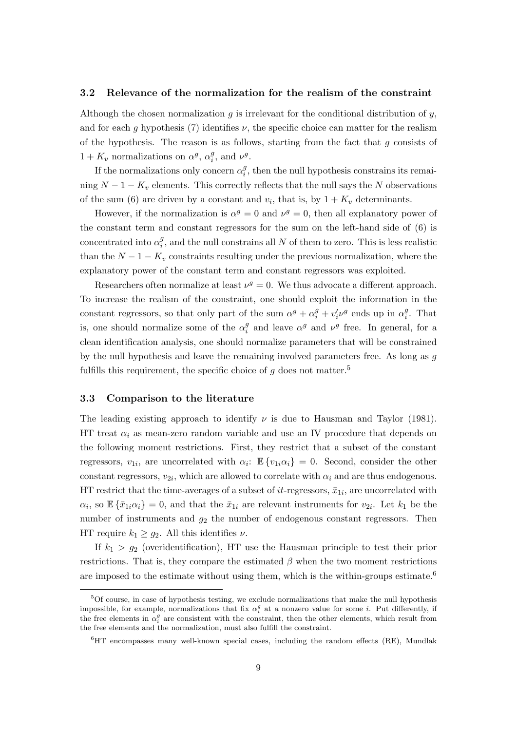### 3.2 Relevance of the normalization for the realism of the constraint

Although the chosen normalization $g$ is irrelevant for the conditional distribution of $y$, and for each $g$ hypothesis (7) identifies $\nu$, the specific choice can matter for the realism of the hypothesis. The reason is as follows, starting from the fact that $g$ consists of $1 + K_v$ normalizations on $\alpha^g$, $\alpha_i^g$, and $\nu^g$.

If the normalizations only concern $\alpha_i^g$, then the null hypothesis constrains its remaining $N - 1 - K_v$ elements. This correctly reflects that the null says the $N$ observations of the sum (6) are driven by a constant and $v_i$, that is, by $1 + K_v$ determinants.

However, if the normalization is $\alpha^g = 0$ and $\nu^g = 0$, then all explanatory power of the constant term and constant regressors for the sum on the left-hand side of (6) is concentrated into $\alpha_i^g$, and the null constrains all $N$ of them to zero. This is less realistic than the $N - 1 - K_v$ constraints resulting under the previous normalization, where the explanatory power of the constant term and constant regressors was exploited.

Researchers often normalize at least $\nu^g = 0$. We thus advocate a different approach. To increase the realism of the constraint, one should exploit the information in the constant regressors, so that only part of the sum $\alpha^g + \alpha_i^g + v_i'\nu^g$ ends up in $\alpha_i^g$. That is, one should normalize some of the $\alpha_i^g$ and leave $\alpha^g$ and $\nu^g$ free. In general, for a clean identification analysis, one should normalize parameters that will be constrained by the null hypothesis and leave the remaining involved parameters free. As long as $g$ fulfills this requirement, the specific choice of $g$ does not matter.[5]

### 3.3 Comparison to the literature

The leading existing approach to identify $\nu$ is due to Hausman and Taylor (1981). HT treat $\alpha_i$ as mean-zero random variable and use an IV procedure that depends on the following moment restrictions. First, they restrict that a subset of the constant regressors, $v_{1i}$, are uncorrelated with $\alpha_i$: $\mathbb{E}\{v_{1i}\alpha_i\} = 0$. Second, consider the other constant regressors, $v_{2i}$, which are allowed to correlate with $\alpha_i$ and are thus endogenous. HT restrict that the time-averages of a subset of $it$-regressors, $\bar{x}_{1i}$, are uncorrelated with $\alpha_i$, so $\mathbb{E}\{\bar{x}_{1i}\alpha_i\} = 0$, and that the $\bar{x}_{1i}$ are relevant instruments for $v_{2i}$. Let $k_1$ be the number of instruments and $g_2$ the number of endogenous constant regressors. Then HT require $k_1 \geq g_2$. All this identifies $\nu$.

If $k_1 > g_2$ (overidentification), HT use the Hausman principle to test their prior restrictions. That is, they compare the estimated $\beta$ when the two moment restrictions are imposed to the estimate without using them, which is the within-groups estimate.[6]

---

[5] Of course, in case of hypothesis testing, we exclude normalizations that make the null hypothesis impossible, for example, normalizations that fix $\alpha_i^g$ at a nonzero value for some $i$. Put differently, if the free elements in $\alpha_i^g$ are consistent with the constraint, then the other elements, which result from the free elements and the normalization, must also fulfill the constraint.

[6] HT encompasses many well-known special cases, including the random effects (RE), Mundlak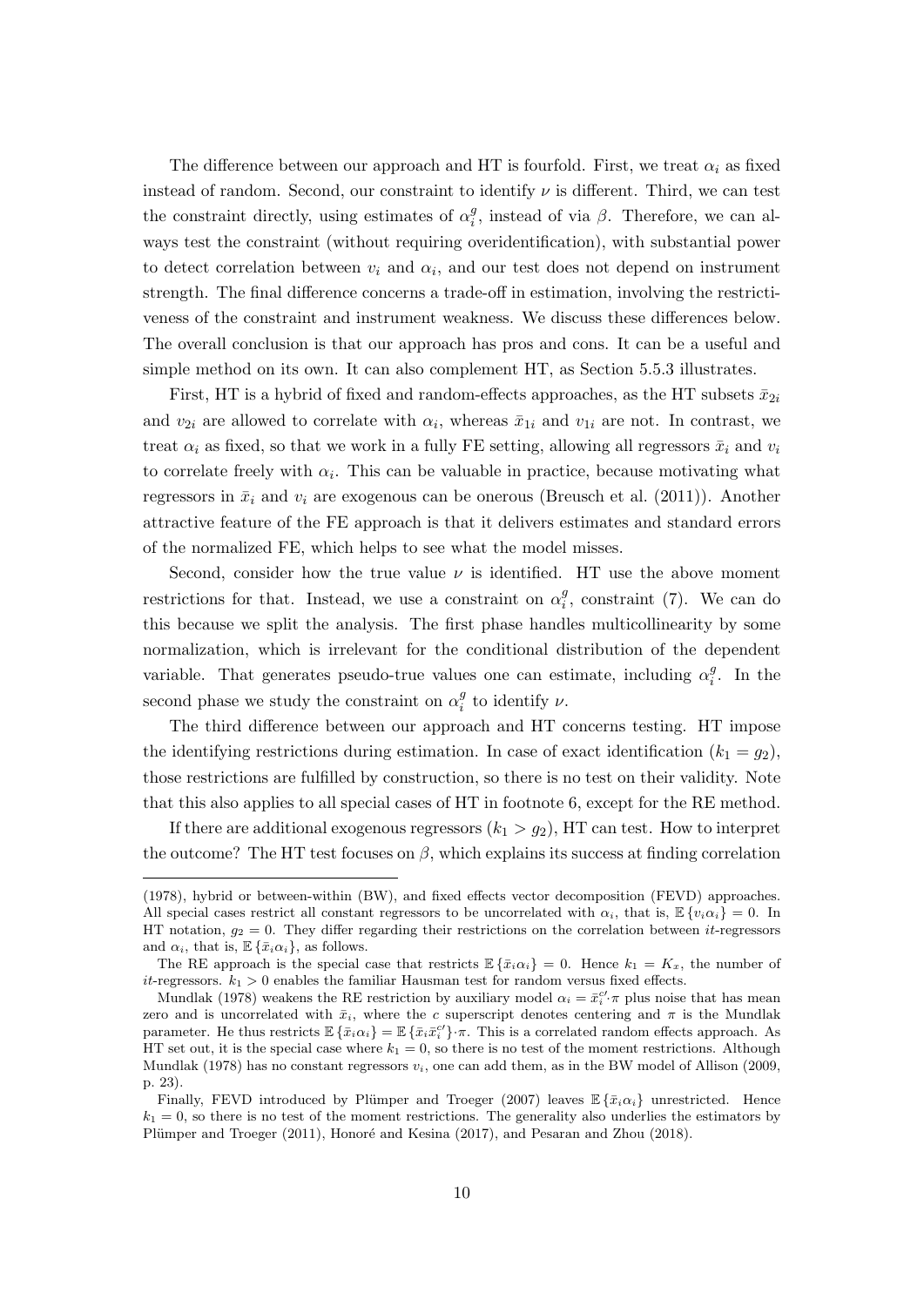The difference between our approach and HT is fourfold. First, we treat $\alpha_i$ as fixed instead of random. Second, our constraint to identify $\nu$ is different. Third, we can test the constraint directly, using estimates of $\alpha_i^g$, instead of via $\beta$. Therefore, we can always test the constraint (without requiring overidentification), with substantial power to detect correlation between $v_i$ and $\alpha_i$, and our test does not depend on instrument strength. The final difference concerns a trade-off in estimation, involving the restrictiveness of the constraint and instrument weakness. We discuss these differences below. The overall conclusion is that our approach has pros and cons. It can be a useful and simple method on its own. It can also complement HT, as Section 5.5.3 illustrates.

First, HT is a hybrid of fixed and random-effects approaches, as the HT subsets $\bar{x}_{2i}$ and $v_{2i}$ are allowed to correlate with $\alpha_i$, whereas $\bar{x}_{1i}$ and $v_{1i}$ are not. In contrast, we treat $\alpha_i$ as fixed, so that we work in a fully FE setting, allowing all regressors $\bar{x}_i$ and $v_i$ to correlate freely with $\alpha_i$. This can be valuable in practice, because motivating what regressors in $\bar{x}_i$ and $v_i$ are exogenous can be onerous (Breusch et al. (2011)). Another attractive feature of the FE approach is that it delivers estimates and standard errors of the normalized FE, which helps to see what the model misses.

Second, consider how the true value $\nu$ is identified. HT use the above moment restrictions for that. Instead, we use a constraint on $\alpha_i^g$, constraint (7). We can do this because we split the analysis. The first phase handles multicollinearity by some normalization, which is irrelevant for the conditional distribution of the dependent variable. That generates pseudo-true values one can estimate, including $\alpha_i^g$. In the second phase we study the constraint on $\alpha_i^g$ to identify $\nu$.

The third difference between our approach and HT concerns testing. HT impose the identifying restrictions during estimation. In case of exact identification ($k_1 = g_2$), those restrictions are fulfilled by construction, so there is no test on their validity. Note that this also applies to all special cases of HT in footnote 6, except for the RE method.

If there are additional exogenous regressors ($k_1 > g_2$), HT can test. How to interpret the outcome? The HT test focuses on $\beta$, which explains its success at finding correlation

---

(1978), hybrid or between-within (BW), and fixed effects vector decomposition (FEVD) approaches. All special cases restrict all constant regressors to be uncorrelated with $\alpha_i$, that is, $\mathbb{E}\{v_i\alpha_i\} = 0$. In HT notation, $g_2 = 0$. They differ regarding their restrictions on the correlation between $it$-regressors and $\alpha_i$, that is, $\mathbb{E}\{\bar{x}_i\alpha_i\}$, as follows.

The RE approach is the special case that restricts $\mathbb{E}\{\bar{x}_i\alpha_i\} = 0$. Hence $k_1 = K_x$, the number of $it$-regressors. $k_1 > 0$ enables the familiar Hausman test for random versus fixed effects.

Mundlak (1978) weakens the RE restriction by auxiliary model $\alpha_i = \bar{x}_i^{c\prime}\pi$ plus noise that has mean zero and is uncorrelated with $\bar{x}_i$, where the $c$ superscript denotes centering and $\pi$ is the Mundlak parameter. He thus restricts $\mathbb{E}\{\bar{x}_i\alpha_i\} = \mathbb{E}\{\bar{x}_i\bar{x}_i^{c\prime}\}\cdot\pi$. This is a correlated random effects approach. As HT set out, it is the special case where $k_1 = 0$, so there is no test of the moment restrictions. Although Mundlak (1978) has no constant regressors $v_i$, one can add them, as in the BW model of Allison (2009, p. 23).

Finally, FEVD introduced by Plümper and Troeger (2007) leaves $\mathbb{E}\{\bar{x}_i\alpha_i\}$ unrestricted. Hence $k_1 = 0$, so there is no test of the moment restrictions. The generality also underlies the estimators by Plümper and Troeger (2011), Honoré and Kesina (2017), and Pesaran and Zhou (2018).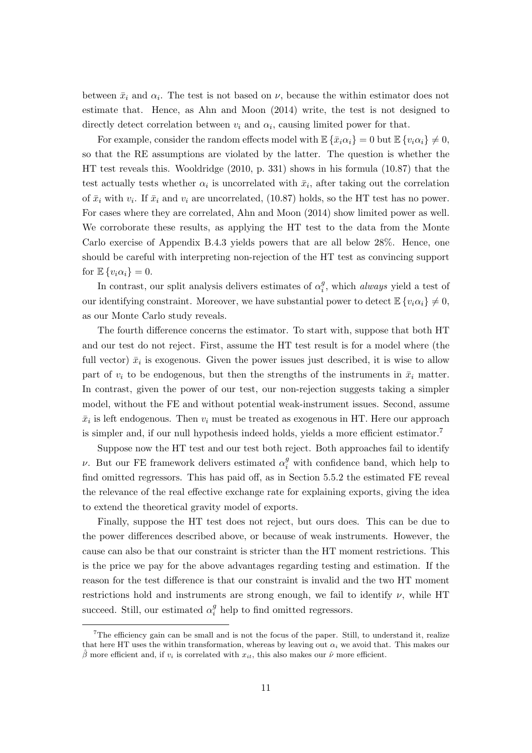between $\bar{x}_i$ and $\alpha_i$. The test is not based on $\nu$, because the within estimator does not estimate that. Hence, as Ahn and Moon (2014) write, the test is not designed to directly detect correlation between $v_i$ and $\alpha_i$, causing limited power for that.

For example, consider the random effects model with $\mathbb{E}\{\bar{x}_i\alpha_i\} = 0$ but $\mathbb{E}\{v_i\alpha_i\} \neq 0$, so that the RE assumptions are violated by the latter. The question is whether the HT test reveals this. Wooldridge (2010, p. 331) shows in his formula (10.87) that the test actually tests whether $\alpha_i$ is uncorrelated with $\bar{x}_i$, after taking out the correlation of $\bar{x}_i$ with $v_i$. If $\bar{x}_i$ and $v_i$ are uncorrelated, (10.87) holds, so the HT test has no power. For cases where they are correlated, Ahn and Moon (2014) show limited power as well. We corroborate these results, as applying the HT test to the data from the Monte Carlo exercise of Appendix B.4.3 yields powers that are all below 28%. Hence, one should be careful with interpreting non-rejection of the HT test as convincing support for $\mathbb{E}\{v_i\alpha_i\} = 0$.

In contrast, our split analysis delivers estimates of $\alpha_i^g$, which *always* yield a test of our identifying constraint. Moreover, we have substantial power to detect $\mathbb{E}\{v_i\alpha_i\} \neq 0$, as our Monte Carlo study reveals.

The fourth difference concerns the estimator. To start with, suppose that both HT and our test do not reject. First, assume the HT test result is for a model where (the full vector) $\bar{x}_i$ is exogenous. Given the power issues just described, it is wise to allow part of $v_i$ to be endogenous, but then the strengths of the instruments in $\bar{x}_i$ matter. In contrast, given the power of our test, our non-rejection suggests taking a simpler model, without the FE and without potential weak-instrument issues. Second, assume $\bar{x}_i$ is left endogenous. Then $v_i$ must be treated as exogenous in HT. Here our approach is simpler and, if our null hypothesis indeed holds, yields a more efficient estimator.[7]

Suppose now the HT test and our test both reject. Both approaches fail to identify $\nu$. But our FE framework delivers estimated $\alpha_i^g$ with confidence band, which help to find omitted regressors. This has paid off, as in Section 5.5.2 the estimated FE reveal the relevance of the real effective exchange rate for explaining exports, giving the idea to extend the theoretical gravity model of exports.

Finally, suppose the HT test does not reject, but ours does. This can be due to the power differences described above, or because of weak instruments. However, the cause can also be that our constraint is stricter than the HT moment restrictions. This is the price we pay for the above advantages regarding testing and estimation. If the reason for the test difference is that our constraint is invalid and the two HT moment restrictions hold and instruments are strong enough, we fail to identify $\nu$, while HT succeed. Still, our estimated $\alpha_i^g$ help to find omitted regressors.

[7]The efficiency gain can be small and is not the focus of the paper. Still, to understand it, realize that here HT uses the within transformation, whereas by leaving out $\alpha_i$ we avoid that. This makes our $\hat{\beta}$ more efficient and, if $v_i$ is correlated with $x_{it}$, this also makes our $\hat{\nu}$ more efficient.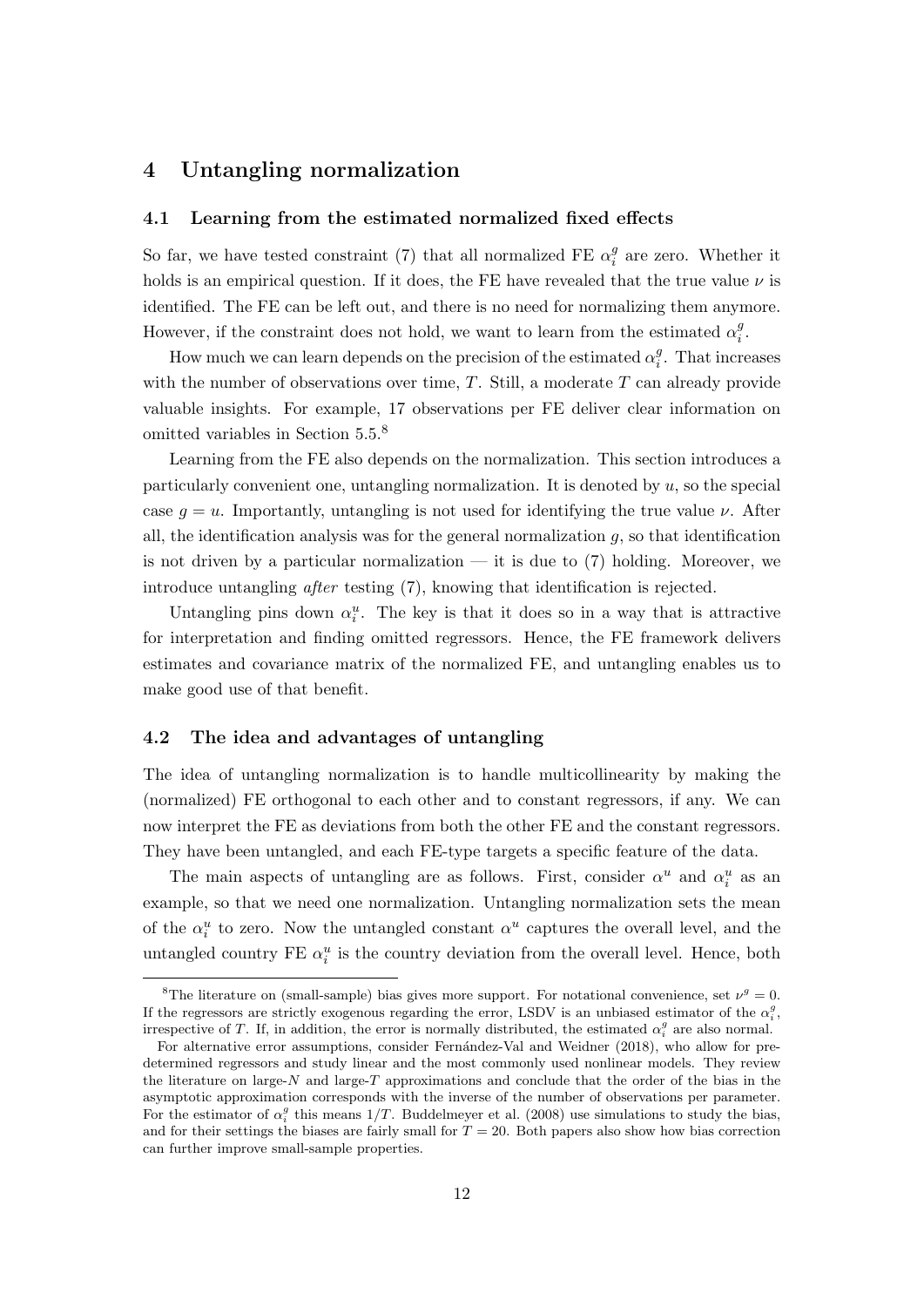# 4 Untangling normalization

## 4.1 Learning from the estimated normalized fixed effects

So far, we have tested constraint (7) that all normalized FE $\alpha_i^g$ are zero. Whether it holds is an empirical question. If it does, the FE have revealed that the true value $\nu$ is identified. The FE can be left out, and there is no need for normalizing them anymore. However, if the constraint does not hold, we want to learn from the estimated $\alpha_i^g$.

How much we can learn depends on the precision of the estimated $\alpha_i^g$. That increases with the number of observations over time, $T$. Still, a moderate $T$ can already provide valuable insights. For example, 17 observations per FE deliver clear information on omitted variables in Section 5.5.[8]

Learning from the FE also depends on the normalization. This section introduces a particularly convenient one, untangling normalization. It is denoted by $u$, so the special case $g = u$. Importantly, untangling is not used for identifying the true value $\nu$. After all, the identification analysis was for the general normalization $g$, so that identification is not driven by a particular normalization — it is due to (7) holding. Moreover, we introduce untangling *after* testing (7), knowing that identification is rejected.

Untangling pins down $\alpha_i^u$. The key is that it does so in a way that is attractive for interpretation and finding omitted regressors. Hence, the FE framework delivers estimates and covariance matrix of the normalized FE, and untangling enables us to make good use of that benefit.

## 4.2 The idea and advantages of untangling

The idea of untangling normalization is to handle multicollinearity by making the (normalized) FE orthogonal to each other and to constant regressors, if any. We can now interpret the FE as deviations from both the other FE and the constant regressors. They have been untangled, and each FE-type targets a specific feature of the data.

The main aspects of untangling are as follows. First, consider $\alpha^u$ and $\alpha_i^u$ as an example, so that we need one normalization. Untangling normalization sets the mean of the $\alpha_i^u$ to zero. Now the untangled constant $\alpha^u$ captures the overall level, and the untangled country FE $\alpha_i^u$ is the country deviation from the overall level. Hence, both

---

[8] The literature on (small-sample) bias gives more support. For notational convenience, set $\nu^g = 0$. If the regressors are strictly exogenous regarding the error, LSDV is an unbiased estimator of the $\alpha_i^g$, irrespective of $T$. If, in addition, the error is normally distributed, the estimated $\alpha_i^g$ are also normal.

For alternative error assumptions, consider Fernández-Val and Weidner (2018), who allow for predetermined regressors and study linear and the most commonly used nonlinear models. They review the literature on large-$N$ and large-$T$ approximations and conclude that the order of the bias in the asymptotic approximation corresponds with the inverse of the number of observations per parameter. For the estimator of $\alpha_i^g$ this means $1/T$. Buddelmeyer et al. (2008) use simulations to study the bias, and for their settings the biases are fairly small for $T = 20$. Both papers also show how bias correction can further improve small-sample properties.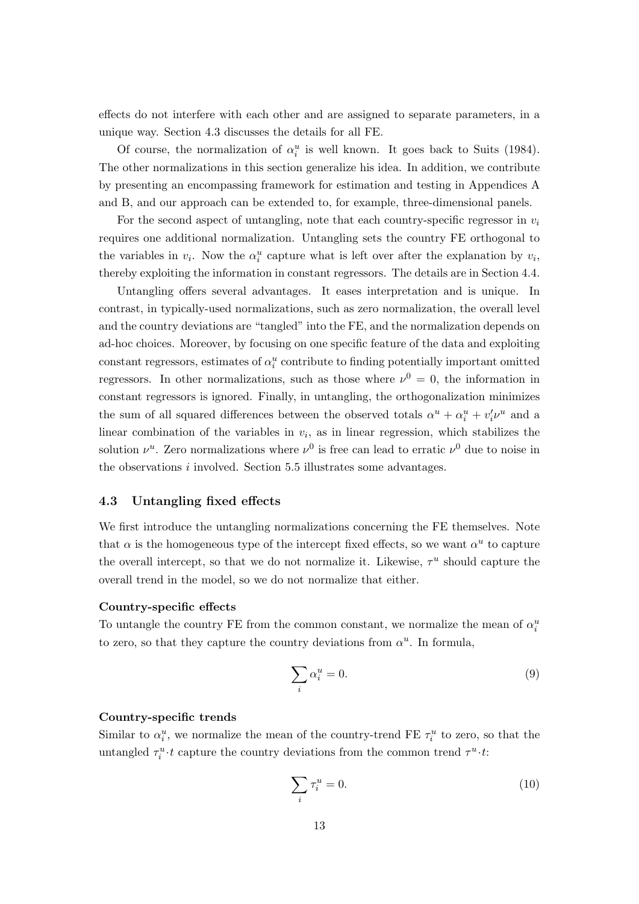effects do not interfere with each other and are assigned to separate parameters, in a unique way. Section 4.3 discusses the details for all FE.

Of course, the normalization of $\alpha_i^u$ is well known. It goes back to Suits (1984). The other normalizations in this section generalize his idea. In addition, we contribute by presenting an encompassing framework for estimation and testing in Appendices A and B, and our approach can be extended to, for example, three-dimensional panels.

For the second aspect of untangling, note that each country-specific regressor in $v_i$ requires one additional normalization. Untangling sets the country FE orthogonal to the variables in $v_i$. Now the $\alpha_i^u$ capture what is left over after the explanation by $v_i$, thereby exploiting the information in constant regressors. The details are in Section 4.4.

Untangling offers several advantages. It eases interpretation and is unique. In contrast, in typically-used normalizations, such as zero normalization, the overall level and the country deviations are "tangled" into the FE, and the normalization depends on ad-hoc choices. Moreover, by focusing on one specific feature of the data and exploiting constant regressors, estimates of $\alpha_i^u$ contribute to finding potentially important omitted regressors. In other normalizations, such as those where $\nu^0 = 0$, the information in constant regressors is ignored. Finally, in untangling, the orthogonalization minimizes the sum of all squared differences between the observed totals $\alpha^u + \alpha_i^u + v_i'\nu^u$ and a linear combination of the variables in $v_i$, as in linear regression, which stabilizes the solution $\nu^u$. Zero normalizations where $\nu^0$ is free can lead to erratic $\nu^0$ due to noise in the observations $i$ involved. Section 5.5 illustrates some advantages.

### 4.3 Untangling fixed effects

We first introduce the untangling normalizations concerning the FE themselves. Note that $\alpha$ is the homogeneous type of the intercept fixed effects, so we want $\alpha^u$ to capture the overall intercept, so that we do not normalize it. Likewise, $\tau^u$ should capture the overall trend in the model, so we do not normalize that either.

**Country-specific effects**

To untangle the country FE from the common constant, we normalize the mean of $\alpha_i^u$ to zero, so that they capture the country deviations from $\alpha^u$. In formula,

$$\sum_i \alpha_i^u = 0. \tag{9}$$

**Country-specific trends**

Similar to $\alpha_i^u$, we normalize the mean of the country-trend FE $\tau_i^u$ to zero, so that the untangled $\tau_i^u \cdot t$ capture the country deviations from the common trend $\tau^u \cdot t$:

$$\sum_i \tau_i^u = 0. \tag{10}$$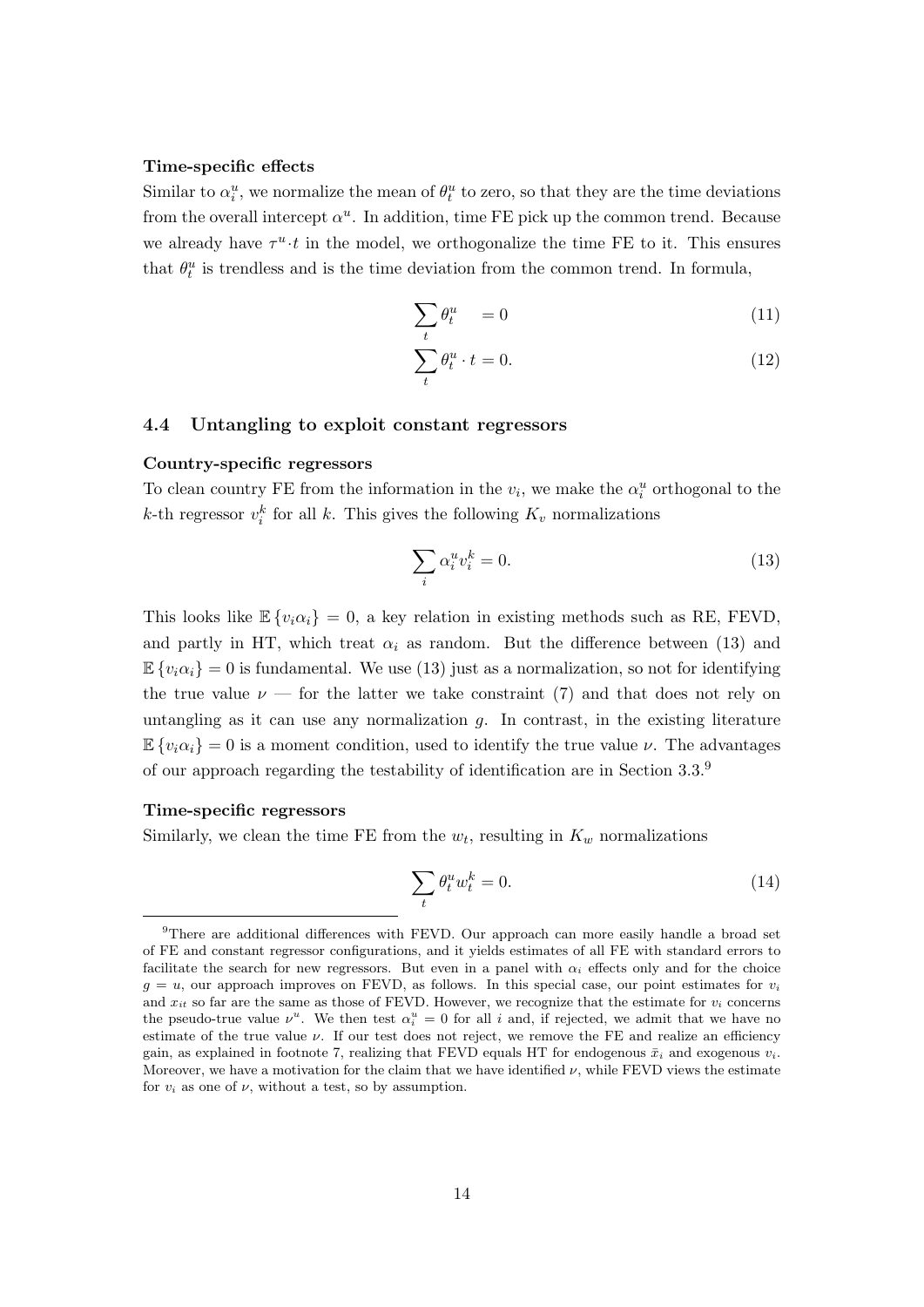**Time-specific effects**

Similar to $\alpha_i^u$, we normalize the mean of $\theta_t^u$ to zero, so that they are the time deviations from the overall intercept $\alpha^u$. In addition, time FE pick up the common trend. Because we already have $\tau^u \cdot t$ in the model, we orthogonalize the time FE to it. This ensures that $\theta_t^u$ is trendless and is the time deviation from the common trend. In formula,

$$\sum_t \theta_t^u \quad = 0 \tag{11}$$

$$\sum_t \theta_t^u \cdot t = 0. \tag{12}$$

### 4.4 Untangling to exploit constant regressors

**Country-specific regressors**

To clean country FE from the information in the $v_i$, we make the $\alpha_i^u$ orthogonal to the $k$-th regressor $v_i^k$ for all $k$. This gives the following $K_v$ normalizations

$$\sum_i \alpha_i^u v_i^k = 0. \tag{13}$$

This looks like $\mathbb{E}\{v_i \alpha_i\} = 0$, a key relation in existing methods such as RE, FEVD, and partly in HT, which treat $\alpha_i$ as random. But the difference between (13) and $\mathbb{E}\{v_i \alpha_i\} = 0$ is fundamental. We use (13) just as a normalization, so not for identifying the true value $\nu$ — for the latter we take constraint (7) and that does not rely on untangling as it can use any normalization $g$. In contrast, in the existing literature $\mathbb{E}\{v_i \alpha_i\} = 0$ is a moment condition, used to identify the true value $\nu$. The advantages of our approach regarding the testability of identification are in Section 3.3.[9]

**Time-specific regressors**

Similarly, we clean the time FE from the $w_t$, resulting in $K_w$ normalizations

$$\sum_t \theta_t^u w_t^k = 0. \tag{14}$$

[9]There are additional differences with FEVD. Our approach can more easily handle a broad set of FE and constant regressor configurations, and it yields estimates of all FE with standard errors to facilitate the search for new regressors. But even in a panel with $\alpha_i$ effects only and for the choice $g = u$, our approach improves on FEVD, as follows. In this special case, our point estimates for $v_i$ and $x_{it}$ so far are the same as those of FEVD. However, we recognize that the estimate for $v_i$ concerns the pseudo-true value $\nu^u$. We then test $\alpha_i^u = 0$ for all $i$ and, if rejected, we admit that we have no estimate of the true value $\nu$. If our test does not reject, we remove the FE and realize an efficiency gain, as explained in footnote 7, realizing that FEVD equals HT for endogenous $\bar{x}_i$ and exogenous $v_i$. Moreover, we have a motivation for the claim that we have identified $\nu$, while FEVD views the estimate for $v_i$ as one of $\nu$, without a test, so by assumption.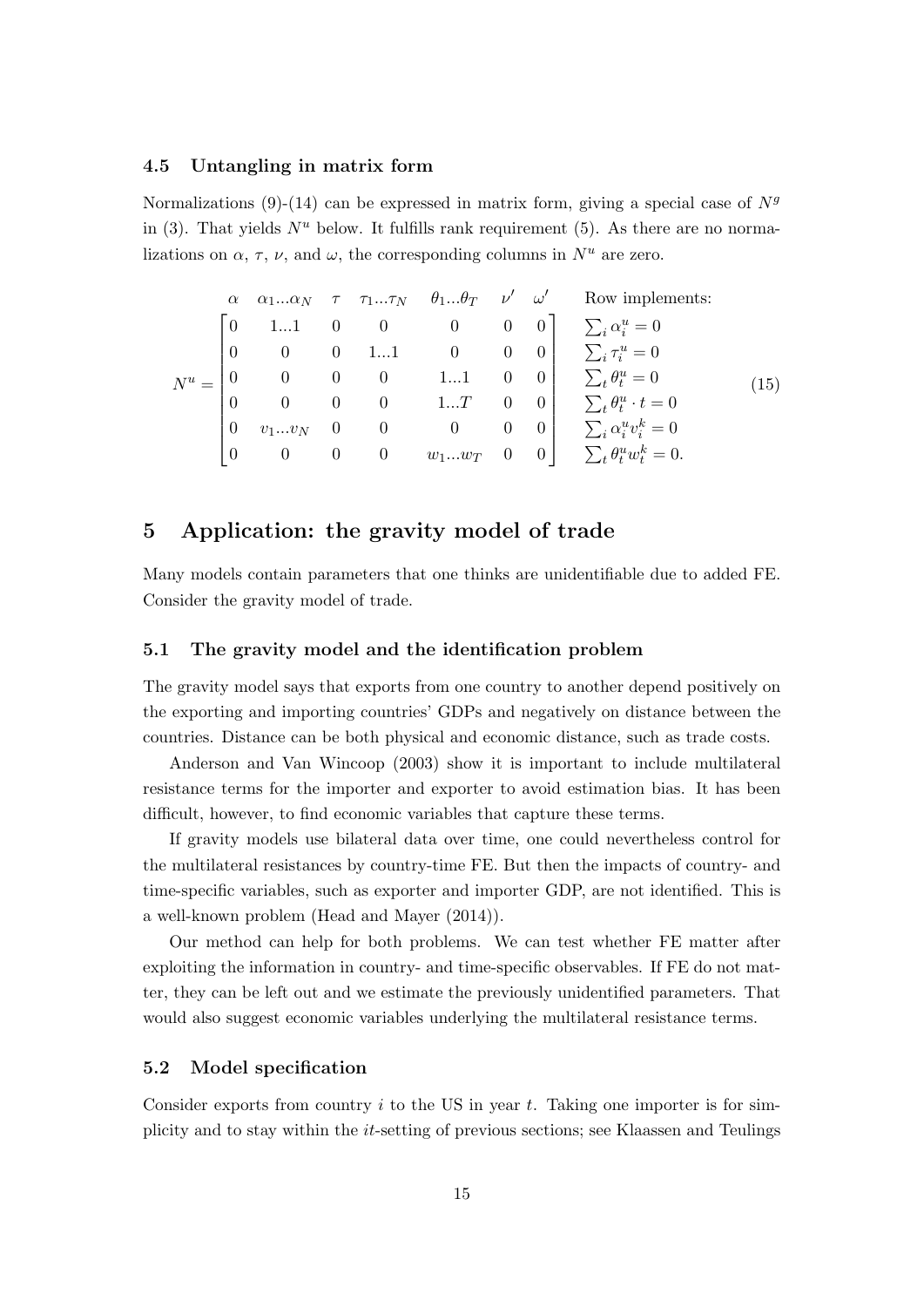### 4.5 Untangling in matrix form

Normalizations (9)-(14) can be expressed in matrix form, giving a special case of $N^g$ in (3). That yields $N^u$ below. It fulfills rank requirement (5). As there are no normalizations on $\alpha$, $\tau$, $\nu$, and $\omega$, the corresponding columns in $N^u$ are zero.

$$
\begin{array}{c}
\\
N^u =
\end{array}
\begin{array}{c}
\begin{array}{ccccccc} \alpha & \alpha_1 ... \alpha_N & \tau & \tau_1 ... \tau_N & \theta_1 ... \theta_T & \nu' & \omega' \end{array} \\
\begin{bmatrix}
0 & 1...1 & 0 & 0 & 0 & 0 & 0 \\
0 & 0 & 0 & 1...1 & 0 & 0 & 0 \\
0 & 0 & 0 & 0 & 1...1 & 0 & 0 \\
0 & 0 & 0 & 0 & 1...T & 0 & 0 \\
0 & v_1...v_N & 0 & 0 & 0 & 0 & 0 \\
0 & 0 & 0 & 0 & w_1...w_T & 0 & 0
\end{bmatrix}
\end{array}
\begin{array}{l}
\text{Row implements:} \\
\sum_i \alpha_i^u = 0 \\
\sum_i \tau_i^u = 0 \\
\sum_t \theta_t^u = 0 \\
\sum_t \theta_t^u \cdot t = 0 \\
\sum_i \alpha_i^u v_i^k = 0 \\
\sum_t \theta_t^u w_t^k = 0.
\end{array}
\qquad (15)
$$

## 5 Application: the gravity model of trade

Many models contain parameters that one thinks are unidentifiable due to added FE. Consider the gravity model of trade.

### 5.1 The gravity model and the identification problem

The gravity model says that exports from one country to another depend positively on the exporting and importing countries' GDPs and negatively on distance between the countries. Distance can be both physical and economic distance, such as trade costs.

Anderson and Van Wincoop (2003) show it is important to include multilateral resistance terms for the importer and exporter to avoid estimation bias. It has been difficult, however, to find economic variables that capture these terms.

If gravity models use bilateral data over time, one could nevertheless control for the multilateral resistances by country-time FE. But then the impacts of country- and time-specific variables, such as exporter and importer GDP, are not identified. This is a well-known problem (Head and Mayer (2014)).

Our method can help for both problems. We can test whether FE matter after exploiting the information in country- and time-specific observables. If FE do not matter, they can be left out and we estimate the previously unidentified parameters. That would also suggest economic variables underlying the multilateral resistance terms.

### 5.2 Model specification

Consider exports from country $i$ to the US in year $t$. Taking one importer is for simplicity and to stay within the $it$-setting of previous sections; see Klaassen and Teulings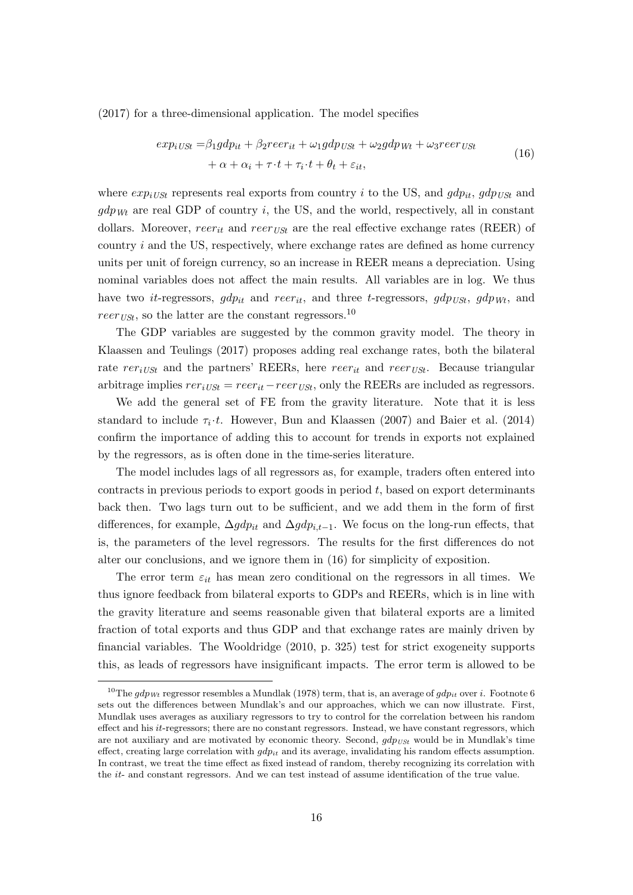(2017) for a three-dimensional application. The model specifies

$$
\begin{aligned}
exp_{iUSt} =& \beta_1 gdp_{it} + \beta_2 reer_{it} + \omega_1 gdp_{USt} + \omega_2 gdp_{Wt} + \omega_3 reer_{USt} \\
&+ \alpha + \alpha_i + \tau \cdot t + \tau_i \cdot t + \theta_t + \varepsilon_{it},
\end{aligned}
\tag{16}
$$

where $exp_{iUSt}$ represents real exports from country $i$ to the US, and $gdp_{it}$, $gdp_{USt}$ and $gdp_{Wt}$ are real GDP of country $i$, the US, and the world, respectively, all in constant dollars. Moreover, $reer_{it}$ and $reer_{USt}$ are the real effective exchange rates (REER) of country $i$ and the US, respectively, where exchange rates are defined as home currency units per unit of foreign currency, so an increase in REER means a depreciation. Using nominal variables does not affect the main results. All variables are in log. We thus have two $it$-regressors, $gdp_{it}$ and $reer_{it}$, and three $t$-regressors, $gdp_{USt}$, $gdp_{Wt}$, and $reer_{USt}$, so the latter are the constant regressors.[10]

The GDP variables are suggested by the common gravity model. The theory in Klaassen and Teulings (2017) proposes adding real exchange rates, both the bilateral rate $rer_{iUSt}$ and the partners' REERs, here $reer_{it}$ and $reer_{USt}$. Because triangular arbitrage implies $rer_{iUSt} = reer_{it} - reer_{USt}$, only the REERs are included as regressors.

We add the general set of FE from the gravity literature. Note that it is less standard to include $\tau_i \cdot t$. However, Bun and Klaassen (2007) and Baier et al. (2014) confirm the importance of adding this to account for trends in exports not explained by the regressors, as is often done in the time-series literature.

The model includes lags of all regressors as, for example, traders often entered into contracts in previous periods to export goods in period $t$, based on export determinants back then. Two lags turn out to be sufficient, and we add them in the form of first differences, for example, $\Delta gdp_{it}$ and $\Delta gdp_{i,t-1}$. We focus on the long-run effects, that is, the parameters of the level regressors. The results for the first differences do not alter our conclusions, and we ignore them in (16) for simplicity of exposition.

The error term $\varepsilon_{it}$ has mean zero conditional on the regressors in all times. We thus ignore feedback from bilateral exports to GDPs and REERs, which is in line with the gravity literature and seems reasonable given that bilateral exports are a limited fraction of total exports and thus GDP and that exchange rates are mainly driven by financial variables. The Wooldridge (2010, p. 325) test for strict exogeneity supports this, as leads of regressors have insignificant impacts. The error term is allowed to be

[10] The $gdp_{Wt}$ regressor resembles a Mundlak (1978) term, that is, an average of $gdp_{it}$ over $i$. Footnote 6 sets out the differences between Mundlak's and our approaches, which we can now illustrate. First, Mundlak uses averages as auxiliary regressors to try to control for the correlation between his random effect and his $it$-regressors; there are no constant regressors. Instead, we have constant regressors, which are not auxiliary and are motivated by economic theory. Second, $gdp_{USt}$ would be in Mundlak's time effect, creating large correlation with $gdp_{it}$ and its average, invalidating his random effects assumption. In contrast, we treat the time effect as fixed instead of random, thereby recognizing its correlation with the $it$- and constant regressors. And we can test instead of assume identification of the true value.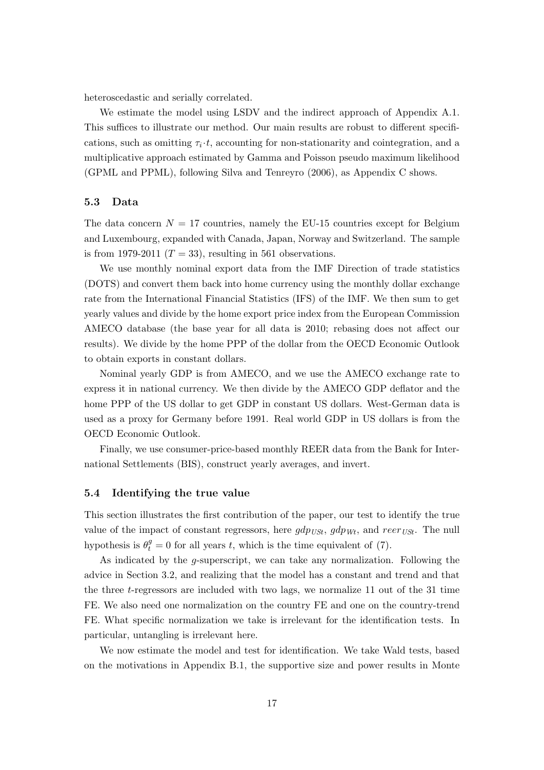heteroscedastic and serially correlated.

We estimate the model using LSDV and the indirect approach of Appendix A.1. This suffices to illustrate our method. Our main results are robust to different specifications, such as omitting $\tau_i \cdot t$, accounting for non-stationarity and cointegration, and a multiplicative approach estimated by Gamma and Poisson pseudo maximum likelihood (GPML and PPML), following Silva and Tenreyro (2006), as Appendix C shows.

### 5.3 Data

The data concern $N = 17$ countries, namely the EU-15 countries except for Belgium and Luxembourg, expanded with Canada, Japan, Norway and Switzerland. The sample is from 1979-2011 ($T = 33$), resulting in 561 observations.

We use monthly nominal export data from the IMF Direction of trade statistics (DOTS) and convert them back into home currency using the monthly dollar exchange rate from the International Financial Statistics (IFS) of the IMF. We then sum to get yearly values and divide by the home export price index from the European Commission AMECO database (the base year for all data is 2010; rebasing does not affect our results). We divide by the home PPP of the dollar from the OECD Economic Outlook to obtain exports in constant dollars.

Nominal yearly GDP is from AMECO, and we use the AMECO exchange rate to express it in national currency. We then divide by the AMECO GDP deflator and the home PPP of the US dollar to get GDP in constant US dollars. West-German data is used as a proxy for Germany before 1991. Real world GDP in US dollars is from the OECD Economic Outlook.

Finally, we use consumer-price-based monthly REER data from the Bank for International Settlements (BIS), construct yearly averages, and invert.

### 5.4 Identifying the true value

This section illustrates the first contribution of the paper, our test to identify the true value of the impact of constant regressors, here $gdp_{USt}$, $gdp_{Wt}$, and $reer_{USt}$. The null hypothesis is $\theta_t^g = 0$ for all years $t$, which is the time equivalent of (7).

As indicated by the $g$-superscript, we can take any normalization. Following the advice in Section 3.2, and realizing that the model has a constant and trend and that the three $t$-regressors are included with two lags, we normalize 11 out of the 31 time FE. We also need one normalization on the country FE and one on the country-trend FE. What specific normalization we take is irrelevant for the identification tests. In particular, untangling is irrelevant here.

We now estimate the model and test for identification. We take Wald tests, based on the motivations in Appendix B.1, the supportive size and power results in Monte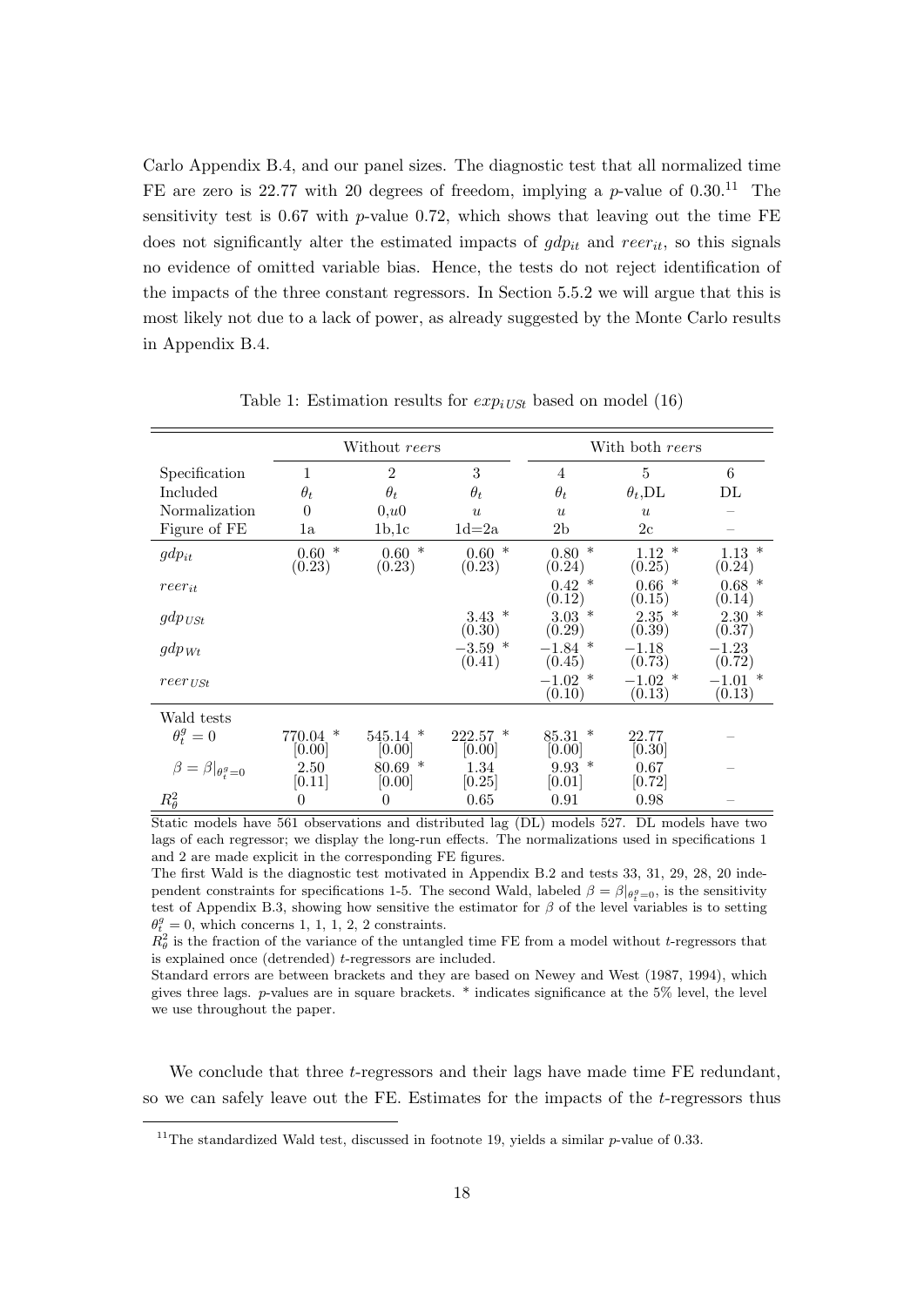Carlo Appendix B.4, and our panel sizes. The diagnostic test that all normalized time FE are zero is 22.77 with 20 degrees of freedom, implying a $p$-value of 0.30.[11] The sensitivity test is 0.67 with $p$-value 0.72, which shows that leaving out the time FE does not significantly alter the estimated impacts of $gdp_{it}$ and $reer_{it}$, so this signals no evidence of omitted variable bias. Hence, the tests do not reject identification of the impacts of the three constant regressors. In Section 5.5.2 we will argue that this is most likely not due to a lack of power, as already suggested by the Monte Carlo results in Appendix B.4.

Table 1: Estimation results for $exp_{iUSt}$ based on model (16)

| | Without $reers$ | | | With both $reers$ | | |
|---|---|---|---|---|---|---|
| Specification | 1 | 2 | 3 | 4 | 5 | 6 |
| Included | $\theta_t$ | $\theta_t$ | $\theta_t$ | $\theta_t$ | $\theta_t$,DL | DL |
| Normalization | 0 | 0,$u$0 | $u$ | $u$ | $u$ | – |
| Figure of FE | 1a | 1b,1c | 1d=2a | 2b | 2c | – |
| $gdp_{it}$ | 0.60 * (0.23) | 0.60 * (0.23) | 0.60 * (0.23) | 0.80 * (0.24) | 1.12 * (0.25) | 1.13 * (0.24) |
| $reer_{it}$ | | | | 0.42 * (0.12) | 0.66 * (0.15) | 0.68 * (0.14) |
| $gdp_{USt}$ | | | 3.43 * (0.30) | 3.03 * (0.29) | 2.35 * (0.39) | 2.30 * (0.37) |
| $gdp_{Wt}$ | | | −3.59 * (0.41) | −1.84 * (0.45) | −1.18 (0.73) | −1.23 (0.72) |
| $reer_{USt}$ | | | | −1.02 * (0.10) | −1.02 * (0.13) | −1.01 * (0.13) |
| Wald tests | | | | | | |
| $\theta_t^g = 0$ | 770.04 * [0.00] | 545.14 * [0.00] | 222.57 * [0.00] | 85.31 * [0.00] | 22.77 [0.30] | – |
| $\beta = \beta\|_{\theta_t^g=0}$ | 2.50 [0.11] | 80.69 * [0.00] | 1.34 [0.25] | 9.93 * [0.01] | 0.67 [0.72] | – |
| $R_\theta^2$ | 0 | 0 | 0.65 | 0.91 | 0.98 | – |

Static models have 561 observations and distributed lag (DL) models 527. DL models have two lags of each regressor; we display the long-run effects. The normalizations used in specifications 1 and 2 are made explicit in the corresponding FE figures.
The first Wald is the diagnostic test motivated in Appendix B.2 and tests 33, 31, 29, 28, 20 independent constraints for specifications 1-5. The second Wald, labeled $\beta = \beta|_{\theta_t^g=0}$, is the sensitivity test of Appendix B.3, showing how sensitive the estimator for $\beta$ of the level variables is to setting $\theta_t^g = 0$, which concerns 1, 1, 1, 2, 2 constraints.
$R_\theta^2$ is the fraction of the variance of the untangled time FE from a model without $t$-regressors that is explained once (detrended) $t$-regressors are included.
Standard errors are between brackets and they are based on Newey and West (1987, 1994), which gives three lags. $p$-values are in square brackets. * indicates significance at the 5% level, the level we use throughout the paper.

We conclude that three $t$-regressors and their lags have made time FE redundant, so we can safely leave out the FE. Estimates for the impacts of the $t$-regressors thus

[11] The standardized Wald test, discussed in footnote 19, yields a similar $p$-value of 0.33.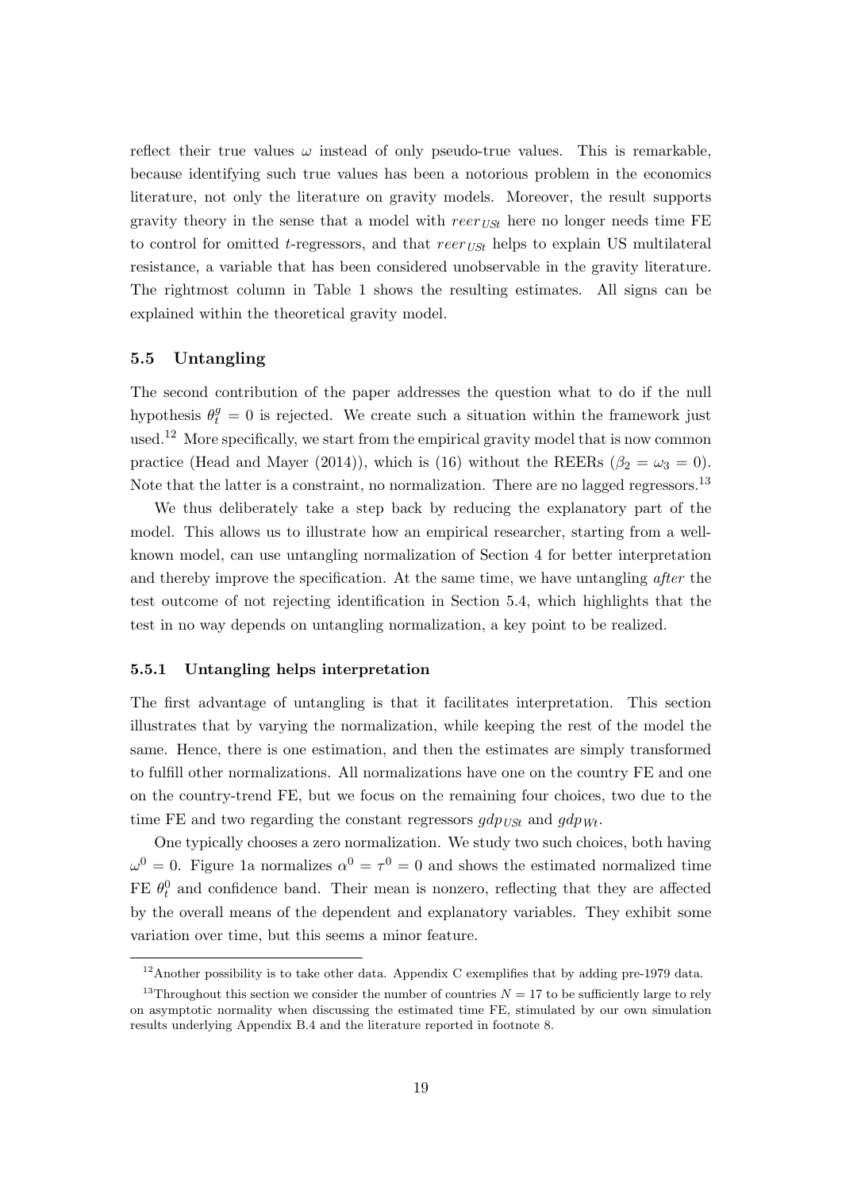reflect their true values $\omega$ instead of only pseudo-true values. This is remarkable, because identifying such true values has been a notorious problem in the economics literature, not only the literature on gravity models. Moreover, the result supports gravity theory in the sense that a model with $reer_{USt}$ here no longer needs time FE to control for omitted $t$-regressors, and that $reer_{USt}$ helps to explain US multilateral resistance, a variable that has been considered unobservable in the gravity literature. The rightmost column in Table 1 shows the resulting estimates. All signs can be explained within the theoretical gravity model.

### 5.5 Untangling

The second contribution of the paper addresses the question what to do if the null hypothesis $\theta_t^g = 0$ is rejected. We create such a situation within the framework just used.[12] More specifically, we start from the empirical gravity model that is now common practice (Head and Mayer (2014)), which is (16) without the REERs ($\beta_2 = \omega_3 = 0$). Note that the latter is a constraint, no normalization. There are no lagged regressors.[13]

We thus deliberately take a step back by reducing the explanatory part of the model. This allows us to illustrate how an empirical researcher, starting from a well-known model, can use untangling normalization of Section 4 for better interpretation and thereby improve the specification. At the same time, we have untangling *after* the test outcome of not rejecting identification in Section 5.4, which highlights that the test in no way depends on untangling normalization, a key point to be realized.

#### 5.5.1 Untangling helps interpretation

The first advantage of untangling is that it facilitates interpretation. This section illustrates that by varying the normalization, while keeping the rest of the model the same. Hence, there is one estimation, and then the estimates are simply transformed to fulfill other normalizations. All normalizations have one on the country FE and one on the country-trend FE, but we focus on the remaining four choices, two due to the time FE and two regarding the constant regressors $gdp_{USt}$ and $gdp_{Wt}$.

One typically chooses a zero normalization. We study two such choices, both having $\omega^0 = 0$. Figure 1a normalizes $\alpha^0 = \tau^0 = 0$ and shows the estimated normalized time FE $\theta_t^0$ and confidence band. Their mean is nonzero, reflecting that they are affected by the overall means of the dependent and explanatory variables. They exhibit some variation over time, but this seems a minor feature.

[12] Another possibility is to take other data. Appendix C exemplifies that by adding pre-1979 data.

[13] Throughout this section we consider the number of countries $N = 17$ to be sufficiently large to rely on asymptotic normality when discussing the estimated time FE, stimulated by our own simulation results underlying Appendix B.4 and the literature reported in footnote 8.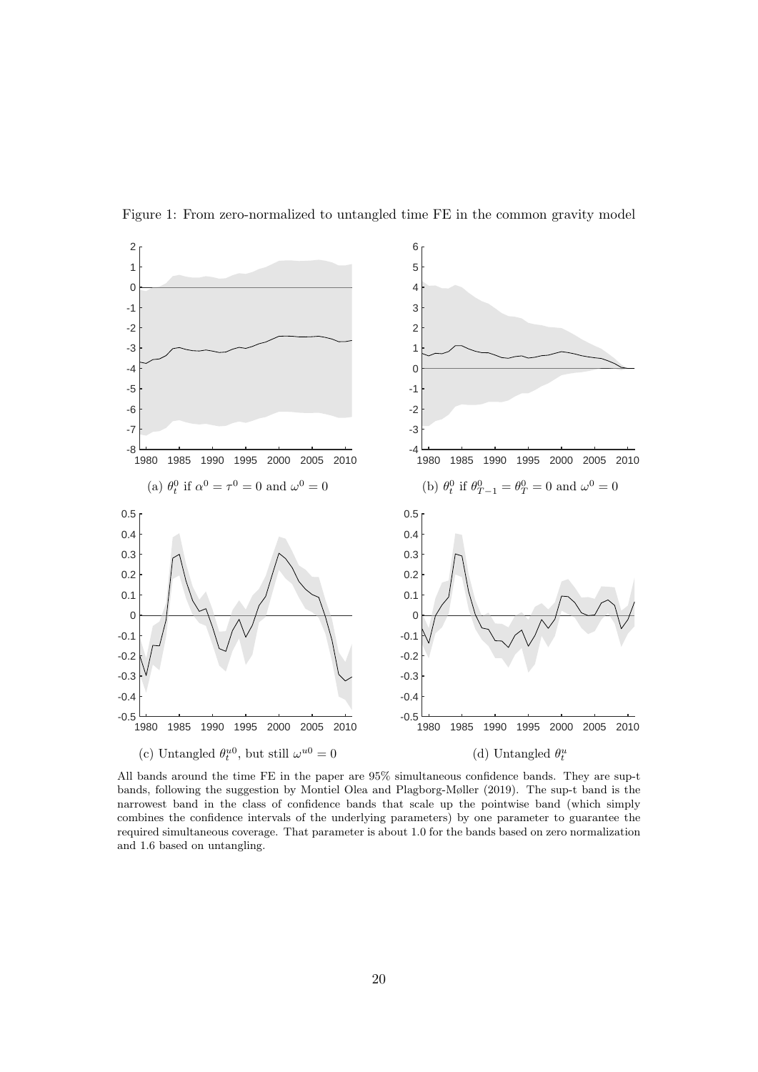Figure 1: From zero-normalized to untangled time FE in the common gravity model

(a) $\theta_t^0$ if $\alpha^0 = \tau^0 = 0$ and $\omega^0 = 0$

(b) $\theta_t^0$ if $\theta_{T-1}^0 = \theta_T^0 = 0$ and $\omega^0 = 0$

(c) Untangled $\theta_t^{u0}$, but still $\omega^{u0} = 0$

(d) Untangled $\theta_t^u$

All bands around the time FE in the paper are 95% simultaneous confidence bands. They are sup-t bands, following the suggestion by Montiel Olea and Plagborg-Møller (2019). The sup-t band is the narrowest band in the class of confidence bands that scale up the pointwise band (which simply combines the confidence intervals of the underlying parameters) by one parameter to guarantee the required simultaneous coverage. That parameter is about 1.0 for the bands based on zero normalization and 1.6 based on untangling.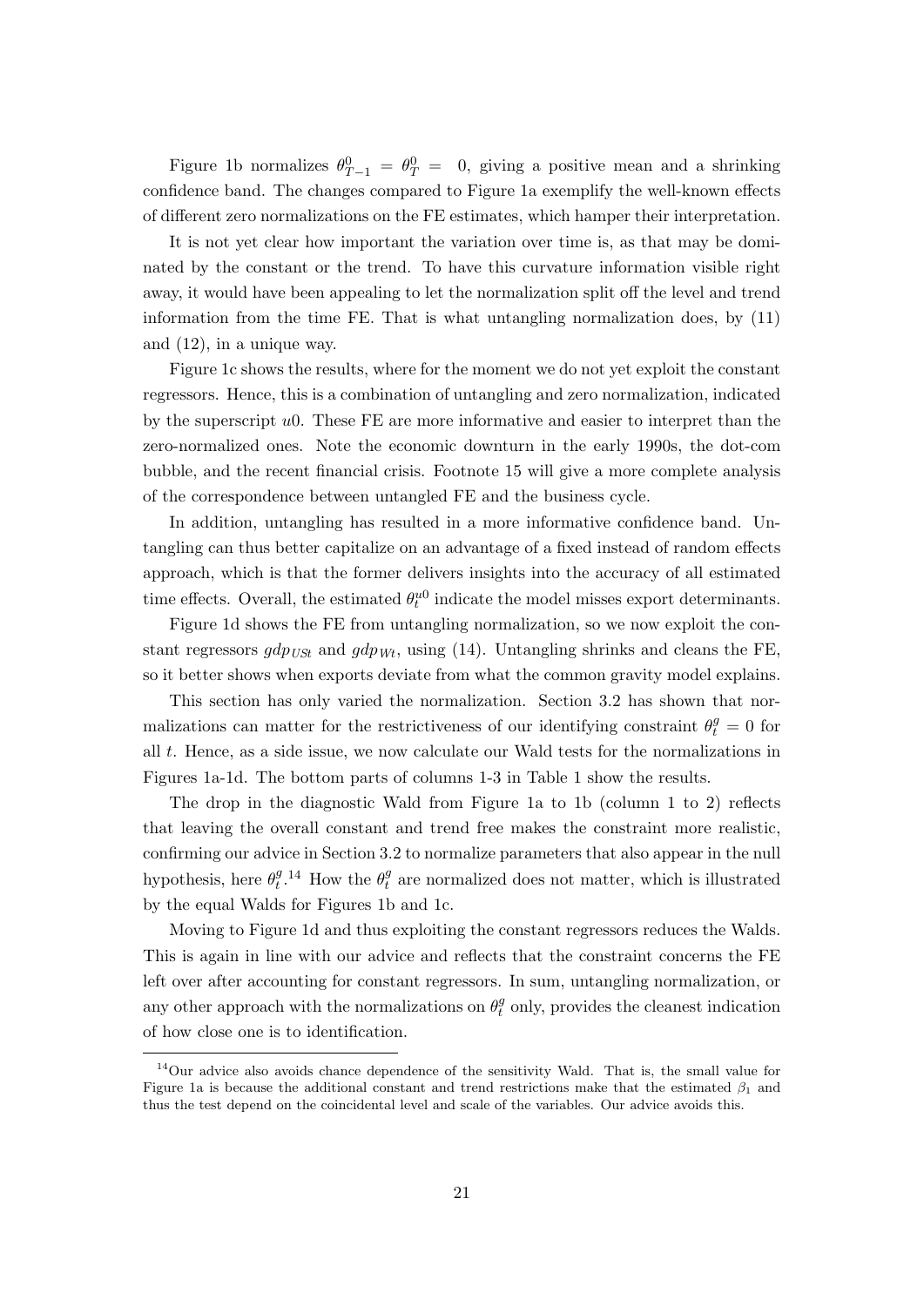Figure 1b normalizes $\theta^0_{T-1} = \theta^0_T = 0$, giving a positive mean and a shrinking confidence band. The changes compared to Figure 1a exemplify the well-known effects of different zero normalizations on the FE estimates, which hamper their interpretation.

It is not yet clear how important the variation over time is, as that may be dominated by the constant or the trend. To have this curvature information visible right away, it would have been appealing to let the normalization split off the level and trend information from the time FE. That is what untangling normalization does, by (11) and (12), in a unique way.

Figure 1c shows the results, where for the moment we do not yet exploit the constant regressors. Hence, this is a combination of untangling and zero normalization, indicated by the superscript $u0$. These FE are more informative and easier to interpret than the zero-normalized ones. Note the economic downturn in the early 1990s, the dot-com bubble, and the recent financial crisis. Footnote 15 will give a more complete analysis of the correspondence between untangled FE and the business cycle.

In addition, untangling has resulted in a more informative confidence band. Untangling can thus better capitalize on an advantage of a fixed instead of random effects approach, which is that the former delivers insights into the accuracy of all estimated time effects. Overall, the estimated $\theta^{u0}_t$ indicate the model misses export determinants.

Figure 1d shows the FE from untangling normalization, so we now exploit the constant regressors $gdp_{USt}$ and $gdp_{Wt}$, using (14). Untangling shrinks and cleans the FE, so it better shows when exports deviate from what the common gravity model explains.

This section has only varied the normalization. Section 3.2 has shown that normalizations can matter for the restrictiveness of our identifying constraint $\theta^g_t = 0$ for all $t$. Hence, as a side issue, we now calculate our Wald tests for the normalizations in Figures 1a-1d. The bottom parts of columns 1-3 in Table 1 show the results.

The drop in the diagnostic Wald from Figure 1a to 1b (column 1 to 2) reflects that leaving the overall constant and trend free makes the constraint more realistic, confirming our advice in Section 3.2 to normalize parameters that also appear in the null hypothesis, here $\theta^g_t$.[14] How the $\theta^g_t$ are normalized does not matter, which is illustrated by the equal Walds for Figures 1b and 1c.

Moving to Figure 1d and thus exploiting the constant regressors reduces the Walds. This is again in line with our advice and reflects that the constraint concerns the FE left over after accounting for constant regressors. In sum, untangling normalization, or any other approach with the normalizations on $\theta^g_t$ only, provides the cleanest indication of how close one is to identification.

[14] Our advice also avoids chance dependence of the sensitivity Wald. That is, the small value for Figure 1a is because the additional constant and trend restrictions make that the estimated $\beta_1$ and thus the test depend on the coincidental level and scale of the variables. Our advice avoids this.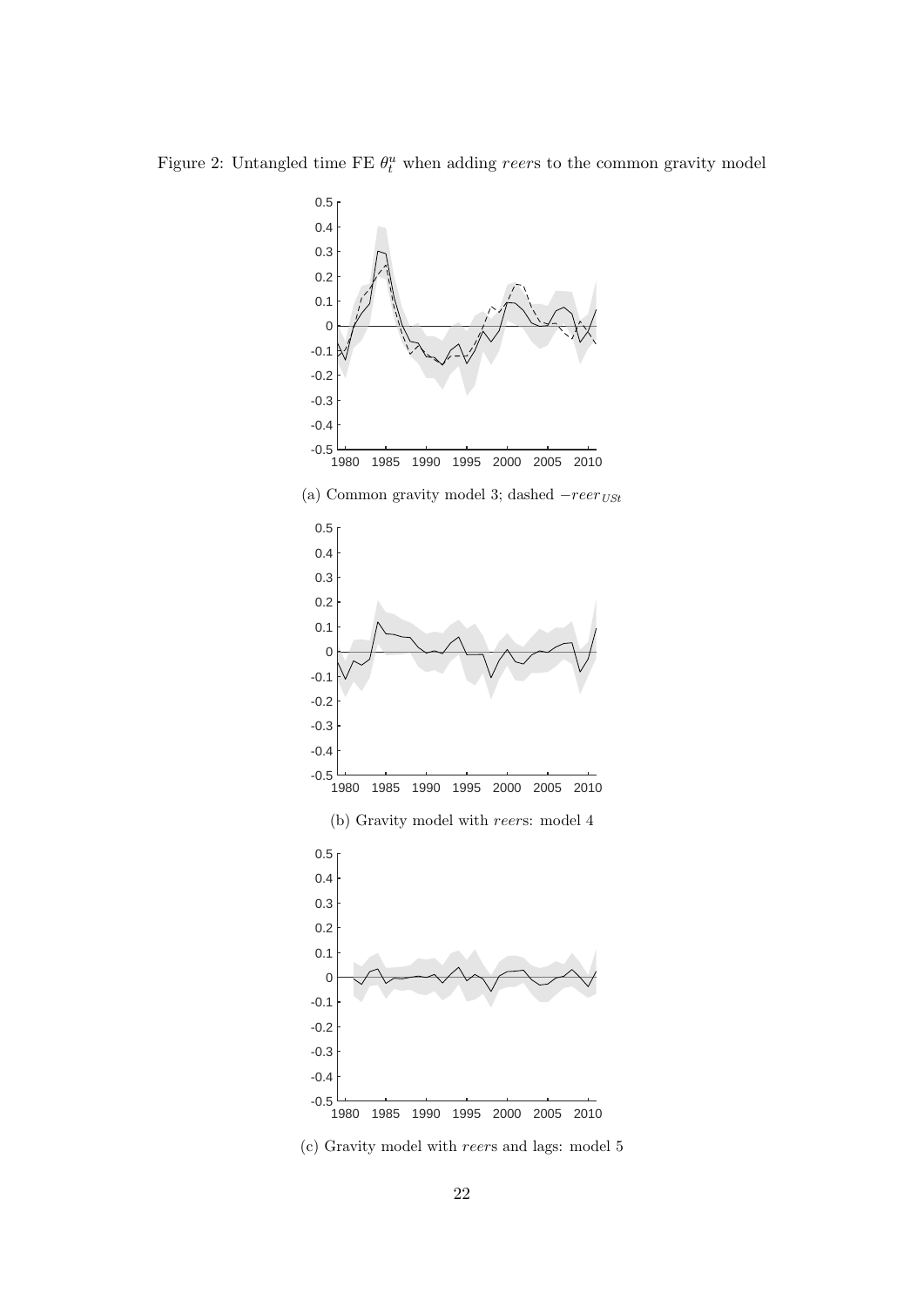Figure 2: Untangled time FE $\theta_t^u$ when adding $reer$s to the common gravity model

(a) Common gravity model 3; dashed $-reer_{USt}$

(b) Gravity model with $reer$s: model 4

(c) Gravity model with $reer$s and lags: model 5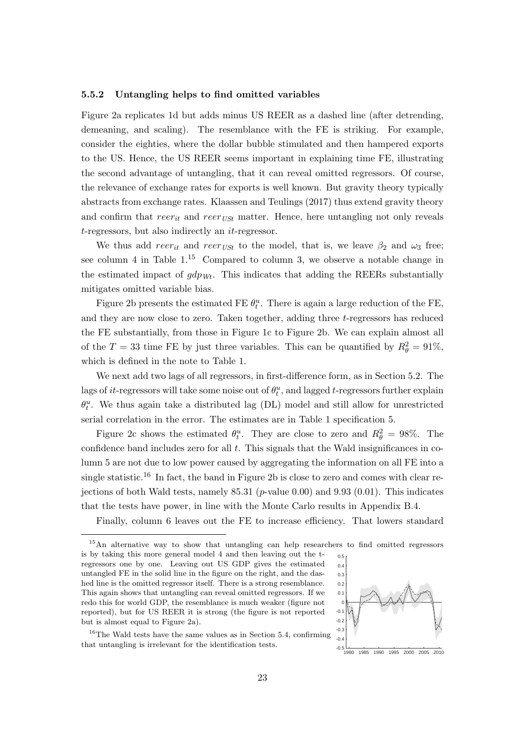### 5.5.2 Untangling helps to find omitted variables

Figure 2a replicates 1d but adds minus US REER as a dashed line (after detrending, demeaning, and scaling). The resemblance with the FE is striking. For example, consider the eighties, where the dollar bubble stimulated and then hampered exports to the US. Hence, the US REER seems important in explaining time FE, illustrating the second advantage of untangling, that it can reveal omitted regressors. Of course, the relevance of exchange rates for exports is well known. But gravity theory typically abstracts from exchange rates. Klaassen and Teulings (2017) thus extend gravity theory and confirm that $reer_{it}$ and $reer_{USt}$ matter. Hence, here untangling not only reveals $t$-regressors, but also indirectly an $it$-regressor.

We thus add $reer_{it}$ and $reer_{USt}$ to the model, that is, we leave $\beta_2$ and $\omega_3$ free; see column 4 in Table 1.[15] Compared to column 3, we observe a notable change in the estimated impact of $gdp_{Wt}$. This indicates that adding the REERs substantially mitigates omitted variable bias.

Figure 2b presents the estimated FE $\theta_t^u$. There is again a large reduction of the FE, and they are now close to zero. Taken together, adding three $t$-regressors has reduced the FE substantially, from those in Figure 1c to Figure 2b. We can explain almost all of the $T = 33$ time FE by just three variables. This can be quantified by $R_\theta^2 = 91\%$, which is defined in the note to Table 1.

We next add two lags of all regressors, in first-difference form, as in Section 5.2. The lags of $it$-regressors will take some noise out of $\theta_t^u$, and lagged $t$-regressors further explain $\theta_t^u$. We thus again take a distributed lag (DL) model and still allow for unrestricted serial correlation in the error. The estimates are in Table 1 specification 5.

Figure 2c shows the estimated $\theta_t^u$. They are close to zero and $R_\theta^2 = 98\%$. The confidence band includes zero for all $t$. This signals that the Wald insignificances in column 5 are not due to low power caused by aggregating the information on all FE into a single statistic.[16] In fact, the band in Figure 2b is close to zero and comes with clear rejections of both Wald tests, namely 85.31 ($p$-value 0.00) and 9.93 (0.01). This indicates that the tests have power, in line with the Monte Carlo results in Appendix B.4.

Finally, column 6 leaves out the FE to increase efficiency. That lowers standard

---

[15] An alternative way to show that untangling can help researchers to find omitted regressors is by taking this more general model 4 and then leaving out the t-regressors one by one. Leaving out US GDP gives the estimated untangled FE in the solid line in the figure on the right, and the dashed line is the omitted regressor itself. There is a strong resemblance. This again shows that untangling can reveal omitted regressors. If we redo this for world GDP, the resemblance is much weaker (figure not reported), but for US REER it is strong (the figure is not reported but is almost equal to Figure 2a).

[16] The Wald tests have the same values as in Section 5.4, confirming that untangling is irrelevant for the identification tests.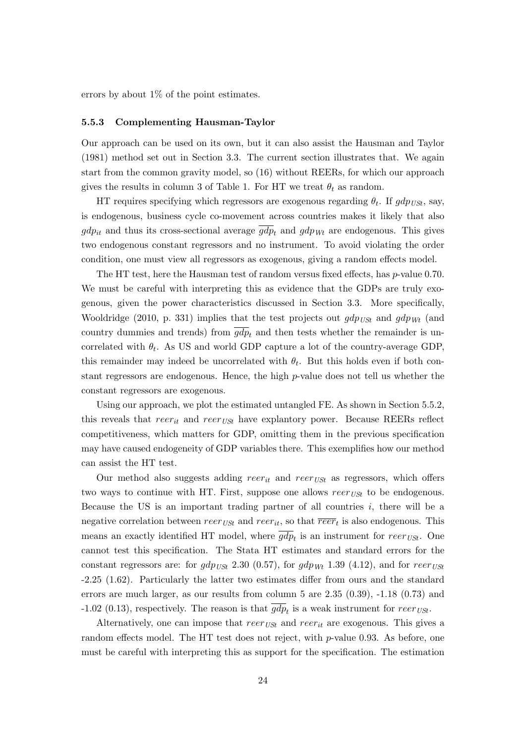errors by about 1% of the point estimates.

#### 5.5.3 Complementing Hausman-Taylor

Our approach can be used on its own, but it can also assist the Hausman and Taylor (1981) method set out in Section 3.3. The current section illustrates that. We again start from the common gravity model, so (16) without REERs, for which our approach gives the results in column 3 of Table 1. For HT we treat $\theta_t$ as random.

HT requires specifying which regressors are exogenous regarding $\theta_t$. If $gdp_{USt}$, say, is endogenous, business cycle co-movement across countries makes it likely that also $gdp_{it}$ and thus its cross-sectional average $\overline{gdp}_t$ and $gdp_{Wt}$ are endogenous. This gives two endogenous constant regressors and no instrument. To avoid violating the order condition, one must view all regressors as exogenous, giving a random effects model.

The HT test, here the Hausman test of random versus fixed effects, has $p$-value 0.70. We must be careful with interpreting this as evidence that the GDPs are truly exogenous, given the power characteristics discussed in Section 3.3. More specifically, Wooldridge (2010, p. 331) implies that the test projects out $gdp_{USt}$ and $gdp_{Wt}$ (and country dummies and trends) from $\overline{gdp}_t$ and then tests whether the remainder is uncorrelated with $\theta_t$. As US and world GDP capture a lot of the country-average GDP, this remainder may indeed be uncorrelated with $\theta_t$. But this holds even if both constant regressors are endogenous. Hence, the high $p$-value does not tell us whether the constant regressors are exogenous.

Using our approach, we plot the estimated untangled FE. As shown in Section 5.5.2, this reveals that $reer_{it}$ and $reer_{USt}$ have explantory power. Because REERs reflect competitiveness, which matters for GDP, omitting them in the previous specification may have caused endogeneity of GDP variables there. This exemplifies how our method can assist the HT test.

Our method also suggests adding $reer_{it}$ and $reer_{USt}$ as regressors, which offers two ways to continue with HT. First, suppose one allows $reer_{USt}$ to be endogenous. Because the US is an important trading partner of all countries $i$, there will be a negative correlation between $reer_{USt}$ and $reer_{it}$, so that $\overline{reer}_t$ is also endogenous. This means an exactly identified HT model, where $\overline{gdp}_t$ is an instrument for $reer_{USt}$. One cannot test this specification. The Stata HT estimates and standard errors for the constant regressors are: for $gdp_{USt}$ 2.30 (0.57), for $gdp_{Wt}$ 1.39 (4.12), and for $reer_{USt}$ -2.25 (1.62). Particularly the latter two estimates differ from ours and the standard errors are much larger, as our results from column 5 are 2.35 (0.39), -1.18 (0.73) and -1.02 (0.13), respectively. The reason is that $\overline{gdp}_t$ is a weak instrument for $reer_{USt}$.

Alternatively, one can impose that $reer_{USt}$ and $reer_{it}$ are exogenous. This gives a random effects model. The HT test does not reject, with $p$-value 0.93. As before, one must be careful with interpreting this as support for the specification. The estimation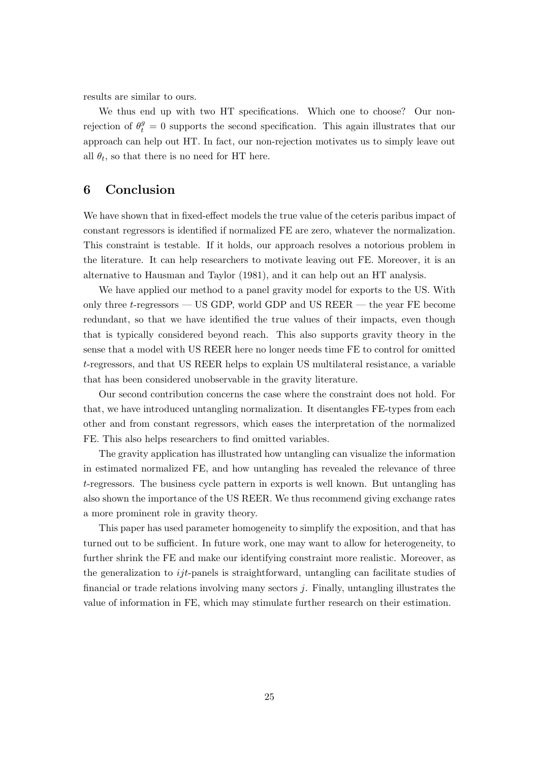results are similar to ours.

We thus end up with two HT specifications. Which one to choose? Our non-rejection of $\theta_t^g = 0$ supports the second specification. This again illustrates that our approach can help out HT. In fact, our non-rejection motivates us to simply leave out all $\theta_t$, so that there is no need for HT here.

## 6 Conclusion

We have shown that in fixed-effect models the true value of the ceteris paribus impact of constant regressors is identified if normalized FE are zero, whatever the normalization. This constraint is testable. If it holds, our approach resolves a notorious problem in the literature. It can help researchers to motivate leaving out FE. Moreover, it is an alternative to Hausman and Taylor (1981), and it can help out an HT analysis.

We have applied our method to a panel gravity model for exports to the US. With only three $t$-regressors — US GDP, world GDP and US REER — the year FE become redundant, so that we have identified the true values of their impacts, even though that is typically considered beyond reach. This also supports gravity theory in the sense that a model with US REER here no longer needs time FE to control for omitted $t$-regressors, and that US REER helps to explain US multilateral resistance, a variable that has been considered unobservable in the gravity literature.

Our second contribution concerns the case where the constraint does not hold. For that, we have introduced untangling normalization. It disentangles FE-types from each other and from constant regressors, which eases the interpretation of the normalized FE. This also helps researchers to find omitted variables.

The gravity application has illustrated how untangling can visualize the information in estimated normalized FE, and how untangling has revealed the relevance of three $t$-regressors. The business cycle pattern in exports is well known. But untangling has also shown the importance of the US REER. We thus recommend giving exchange rates a more prominent role in gravity theory.

This paper has used parameter homogeneity to simplify the exposition, and that has turned out to be sufficient. In future work, one may want to allow for heterogeneity, to further shrink the FE and make our identifying constraint more realistic. Moreover, as the generalization to $ijt$-panels is straightforward, untangling can facilitate studies of financial or trade relations involving many sectors $j$. Finally, untangling illustrates the value of information in FE, which may stimulate further research on their estimation.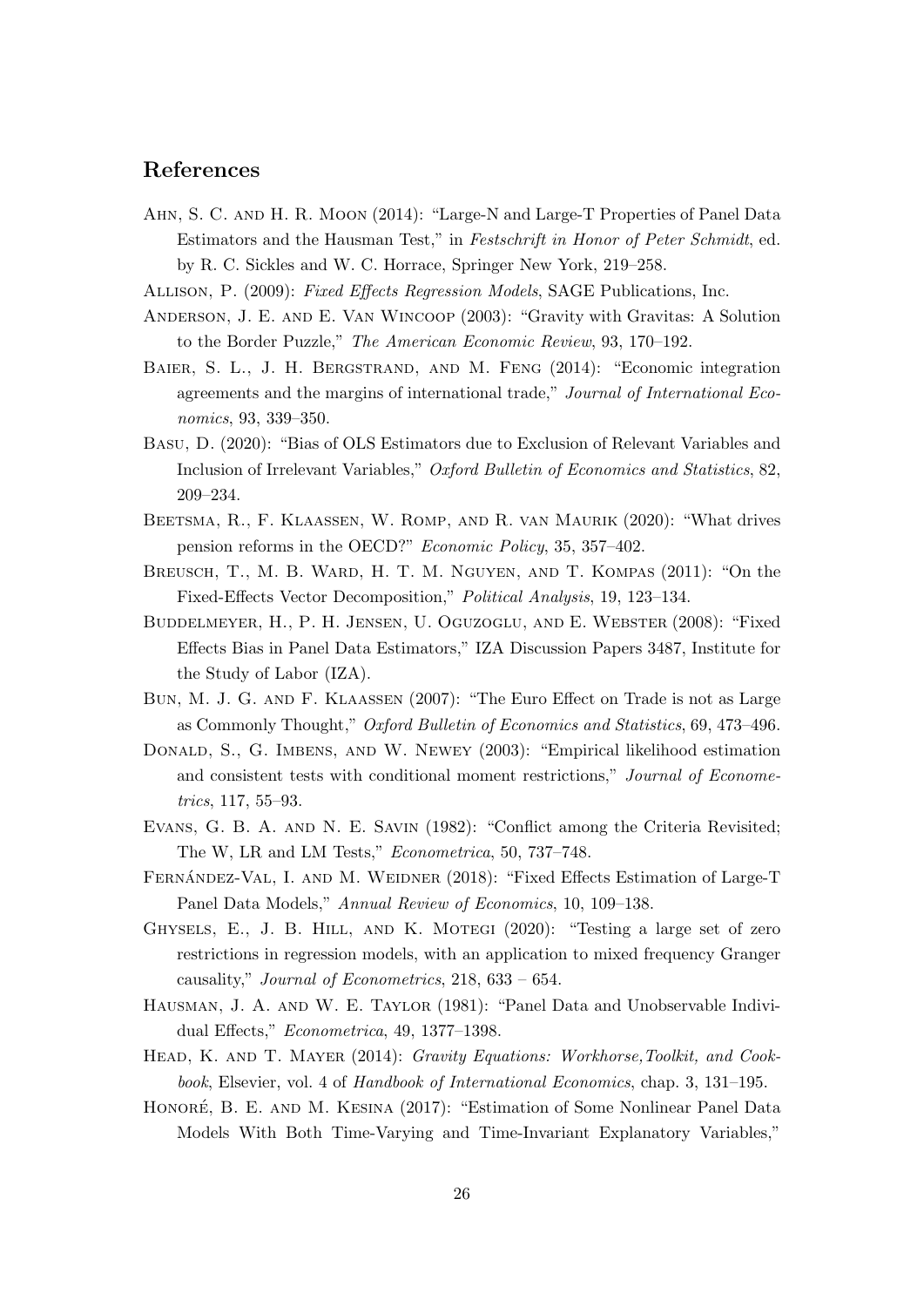## References

Ahn, S. C. and H. R. Moon (2014): "Large-N and Large-T Properties of Panel Data Estimators and the Hausman Test," in *Festschrift in Honor of Peter Schmidt*, ed. by R. C. Sickles and W. C. Horrace, Springer New York, 219–258.

Allison, P. (2009): *Fixed Effects Regression Models*, SAGE Publications, Inc.

Anderson, J. E. and E. Van Wincoop (2003): "Gravity with Gravitas: A Solution to the Border Puzzle," *The American Economic Review*, 93, 170–192.

Baier, S. L., J. H. Bergstrand, and M. Feng (2014): "Economic integration agreements and the margins of international trade," *Journal of International Economics*, 93, 339–350.

Basu, D. (2020): "Bias of OLS Estimators due to Exclusion of Relevant Variables and Inclusion of Irrelevant Variables," *Oxford Bulletin of Economics and Statistics*, 82, 209–234.

Beetsma, R., F. Klaassen, W. Romp, and R. van Maurik (2020): "What drives pension reforms in the OECD?" *Economic Policy*, 35, 357–402.

Breusch, T., M. B. Ward, H. T. M. Nguyen, and T. Kompas (2011): "On the Fixed-Effects Vector Decomposition," *Political Analysis*, 19, 123–134.

Buddelmeyer, H., P. H. Jensen, U. Oguzoglu, and E. Webster (2008): "Fixed Effects Bias in Panel Data Estimators," IZA Discussion Papers 3487, Institute for the Study of Labor (IZA).

Bun, M. J. G. and F. Klaassen (2007): "The Euro Effect on Trade is not as Large as Commonly Thought," *Oxford Bulletin of Economics and Statistics*, 69, 473–496.

Donald, S., G. Imbens, and W. Newey (2003): "Empirical likelihood estimation and consistent tests with conditional moment restrictions," *Journal of Econometrics*, 117, 55–93.

Evans, G. B. A. and N. E. Savin (1982): "Conflict among the Criteria Revisited; The W, LR and LM Tests," *Econometrica*, 50, 737–748.

Fernández-Val, I. and M. Weidner (2018): "Fixed Effects Estimation of Large-T Panel Data Models," *Annual Review of Economics*, 10, 109–138.

Ghysels, E., J. B. Hill, and K. Motegi (2020): "Testing a large set of zero restrictions in regression models, with an application to mixed frequency Granger causality," *Journal of Econometrics*, 218, 633 – 654.

Hausman, J. A. and W. E. Taylor (1981): "Panel Data and Unobservable Individual Effects," *Econometrica*, 49, 1377–1398.

Head, K. and T. Mayer (2014): *Gravity Equations: Workhorse,Toolkit, and Cookbook*, Elsevier, vol. 4 of *Handbook of International Economics*, chap. 3, 131–195.

Honoré, B. E. and M. Kesina (2017): "Estimation of Some Nonlinear Panel Data Models With Both Time-Varying and Time-Invariant Explanatory Variables,"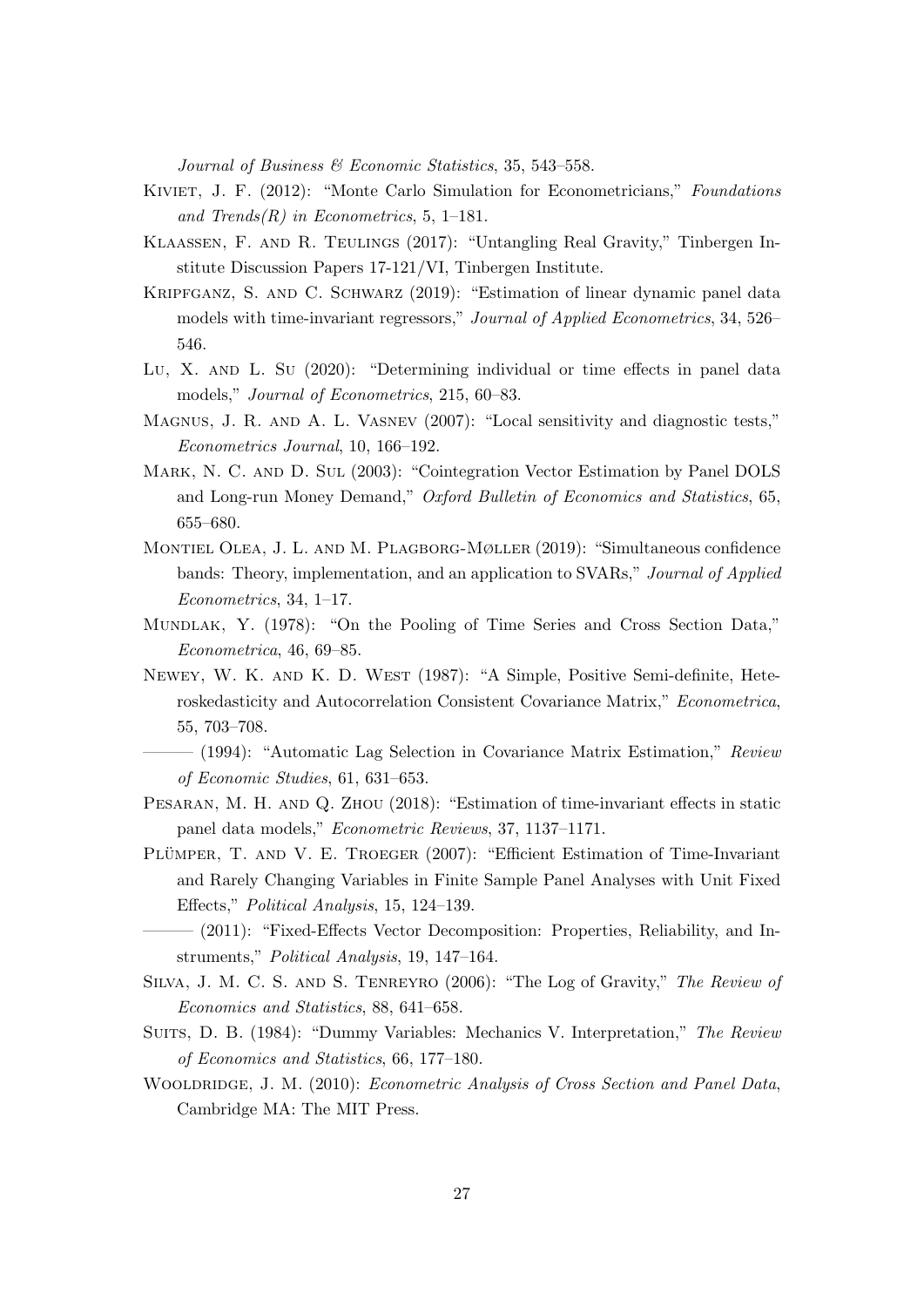*Journal of Business & Economic Statistics*, 35, 543–558.

Kiviet, J. F. (2012): "Monte Carlo Simulation for Econometricians," *Foundations and Trends(R) in Econometrics*, 5, 1–181.

Klaassen, F. and R. Teulings (2017): "Untangling Real Gravity," Tinbergen Institute Discussion Papers 17-121/VI, Tinbergen Institute.

Kripfganz, S. and C. Schwarz (2019): "Estimation of linear dynamic panel data models with time-invariant regressors," *Journal of Applied Econometrics*, 34, 526–546.

Lu, X. and L. Su (2020): "Determining individual or time effects in panel data models," *Journal of Econometrics*, 215, 60–83.

Magnus, J. R. and A. L. Vasnev (2007): "Local sensitivity and diagnostic tests," *Econometrics Journal*, 10, 166–192.

Mark, N. C. and D. Sul (2003): "Cointegration Vector Estimation by Panel DOLS and Long-run Money Demand," *Oxford Bulletin of Economics and Statistics*, 65, 655–680.

Montiel Olea, J. L. and M. Plagborg-Møller (2019): "Simultaneous confidence bands: Theory, implementation, and an application to SVARs," *Journal of Applied Econometrics*, 34, 1–17.

Mundlak, Y. (1978): "On the Pooling of Time Series and Cross Section Data," *Econometrica*, 46, 69–85.

Newey, W. K. and K. D. West (1987): "A Simple, Positive Semi-definite, Heteroskedasticity and Autocorrelation Consistent Covariance Matrix," *Econometrica*, 55, 703–708.

——— (1994): "Automatic Lag Selection in Covariance Matrix Estimation," *Review of Economic Studies*, 61, 631–653.

Pesaran, M. H. and Q. Zhou (2018): "Estimation of time-invariant effects in static panel data models," *Econometric Reviews*, 37, 1137–1171.

Plümper, T. and V. E. Troeger (2007): "Efficient Estimation of Time-Invariant and Rarely Changing Variables in Finite Sample Panel Analyses with Unit Fixed Effects," *Political Analysis*, 15, 124–139.

——— (2011): "Fixed-Effects Vector Decomposition: Properties, Reliability, and Instruments," *Political Analysis*, 19, 147–164.

Silva, J. M. C. S. and S. Tenreyro (2006): "The Log of Gravity," *The Review of Economics and Statistics*, 88, 641–658.

Suits, D. B. (1984): "Dummy Variables: Mechanics V. Interpretation," *The Review of Economics and Statistics*, 66, 177–180.

Wooldridge, J. M. (2010): *Econometric Analysis of Cross Section and Panel Data*, Cambridge MA: The MIT Press.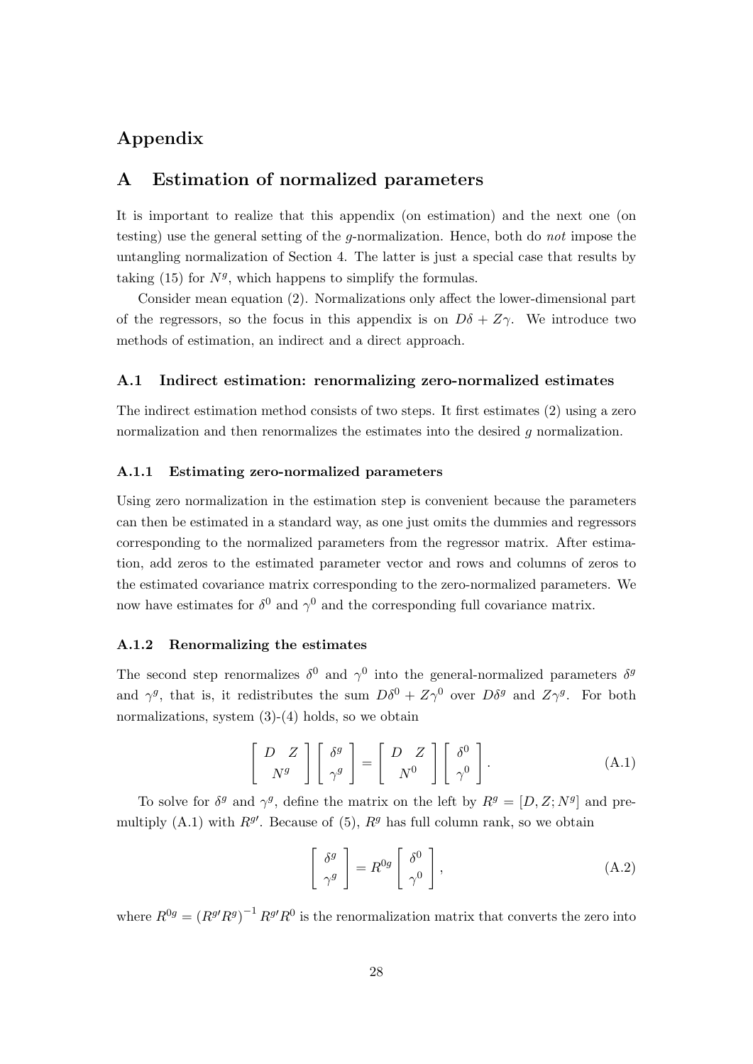# Appendix

## A Estimation of normalized parameters

It is important to realize that this appendix (on estimation) and the next one (on testing) use the general setting of the $g$-normalization. Hence, both do *not* impose the untangling normalization of Section 4. The latter is just a special case that results by taking (15) for $N^g$, which happens to simplify the formulas.

Consider mean equation (2). Normalizations only affect the lower-dimensional part of the regressors, so the focus in this appendix is on $D\delta + Z\gamma$. We introduce two methods of estimation, an indirect and a direct approach.

### A.1 Indirect estimation: renormalizing zero-normalized estimates

The indirect estimation method consists of two steps. It first estimates (2) using a zero normalization and then renormalizes the estimates into the desired $g$ normalization.

#### A.1.1 Estimating zero-normalized parameters

Using zero normalization in the estimation step is convenient because the parameters can then be estimated in a standard way, as one just omits the dummies and regressors corresponding to the normalized parameters from the regressor matrix. After estimation, add zeros to the estimated parameter vector and rows and columns of zeros to the estimated covariance matrix corresponding to the zero-normalized parameters. We now have estimates for $\delta^0$ and $\gamma^0$ and the corresponding full covariance matrix.

#### A.1.2 Renormalizing the estimates

The second step renormalizes $\delta^0$ and $\gamma^0$ into the general-normalized parameters $\delta^g$ and $\gamma^g$, that is, it redistributes the sum $D\delta^0 + Z\gamma^0$ over $D\delta^g$ and $Z\gamma^g$. For both normalizations, system (3)-(4) holds, so we obtain

$$\begin{bmatrix} D & Z \\ & N^g \end{bmatrix} \begin{bmatrix} \delta^g \\ \gamma^g \end{bmatrix} = \begin{bmatrix} D & Z \\ & N^0 \end{bmatrix} \begin{bmatrix} \delta^0 \\ \gamma^0 \end{bmatrix}. \tag{A.1}$$

To solve for $\delta^g$ and $\gamma^g$, define the matrix on the left by $R^g = [D, Z; N^g]$ and premultiply (A.1) with $R^{g\prime}$. Because of (5), $R^g$ has full column rank, so we obtain

$$\begin{bmatrix} \delta^g \\ \gamma^g \end{bmatrix} = R^{0g} \begin{bmatrix} \delta^0 \\ \gamma^0 \end{bmatrix}, \tag{A.2}$$

where $R^{0g} = \left(R^{g\prime}R^g\right)^{-1} R^{g\prime}R^0$ is the renormalization matrix that converts the zero into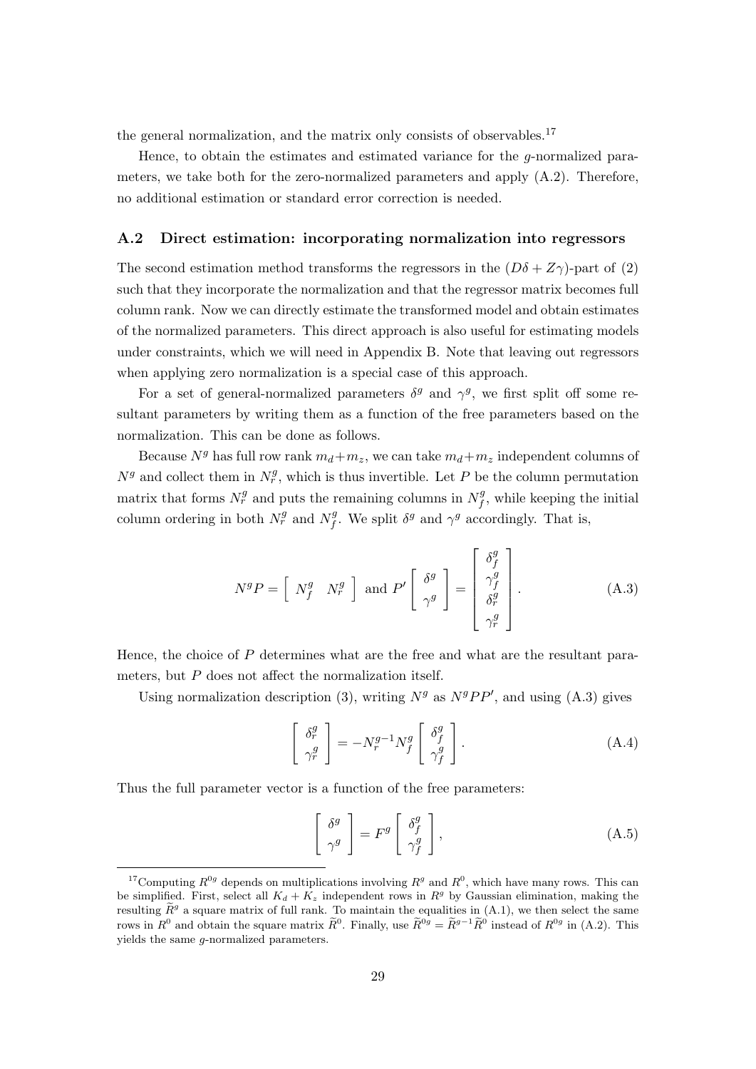the general normalization, and the matrix only consists of observables.[17]

Hence, to obtain the estimates and estimated variance for the $g$-normalized parameters, we take both for the zero-normalized parameters and apply (A.2). Therefore, no additional estimation or standard error correction is needed.

### A.2 Direct estimation: incorporating normalization into regressors

The second estimation method transforms the regressors in the $(D\delta + Z\gamma)$-part of (2) such that they incorporate the normalization and that the regressor matrix becomes full column rank. Now we can directly estimate the transformed model and obtain estimates of the normalized parameters. This direct approach is also useful for estimating models under constraints, which we will need in Appendix B. Note that leaving out regressors when applying zero normalization is a special case of this approach.

For a set of general-normalized parameters $\delta^g$ and $\gamma^g$, we first split off some resultant parameters by writing them as a function of the free parameters based on the normalization. This can be done as follows.

Because $N^g$ has full row rank $m_d+m_z$, we can take $m_d+m_z$ independent columns of $N^g$ and collect them in $N_r^g$, which is thus invertible. Let $P$ be the column permutation matrix that forms $N_r^g$ and puts the remaining columns in $N_f^g$, while keeping the initial column ordering in both $N_r^g$ and $N_f^g$. We split $\delta^g$ and $\gamma^g$ accordingly. That is,

$$N^g P = \begin{bmatrix} N_f^g & N_r^g \end{bmatrix} \text{ and } P' \begin{bmatrix} \delta^g \\ \gamma^g \end{bmatrix} = \begin{bmatrix} \delta_f^g \\ \gamma_f^g \\ \delta_r^g \\ \gamma_r^g \end{bmatrix}. \tag{A.3}$$

Hence, the choice of $P$ determines what are the free and what are the resultant parameters, but $P$ does not affect the normalization itself.

Using normalization description (3), writing $N^g$ as $N^g PP'$, and using (A.3) gives

$$\begin{bmatrix} \delta_r^g \\ \gamma_r^g \end{bmatrix} = -N_r^{g-1} N_f^g \begin{bmatrix} \delta_f^g \\ \gamma_f^g \end{bmatrix}. \tag{A.4}$$

Thus the full parameter vector is a function of the free parameters:

$$\begin{bmatrix} \delta^g \\ \gamma^g \end{bmatrix} = F^g \begin{bmatrix} \delta_f^g \\ \gamma_f^g \end{bmatrix}, \tag{A.5}$$

---

[17] Computing $R^{0g}$ depends on multiplications involving $R^g$ and $R^0$, which have many rows. This can be simplified. First, select all $K_d + K_z$ independent rows in $R^g$ by Gaussian elimination, making the resulting $\widetilde{R}^g$ a square matrix of full rank. To maintain the equalities in (A.1), we then select the same rows in $R^0$ and obtain the square matrix $\widetilde{R}^0$. Finally, use $\widetilde{R}^{0g} = \widetilde{R}^{g-1}\widetilde{R}^0$ instead of $R^{0g}$ in (A.2). This yields the same $g$-normalized parameters.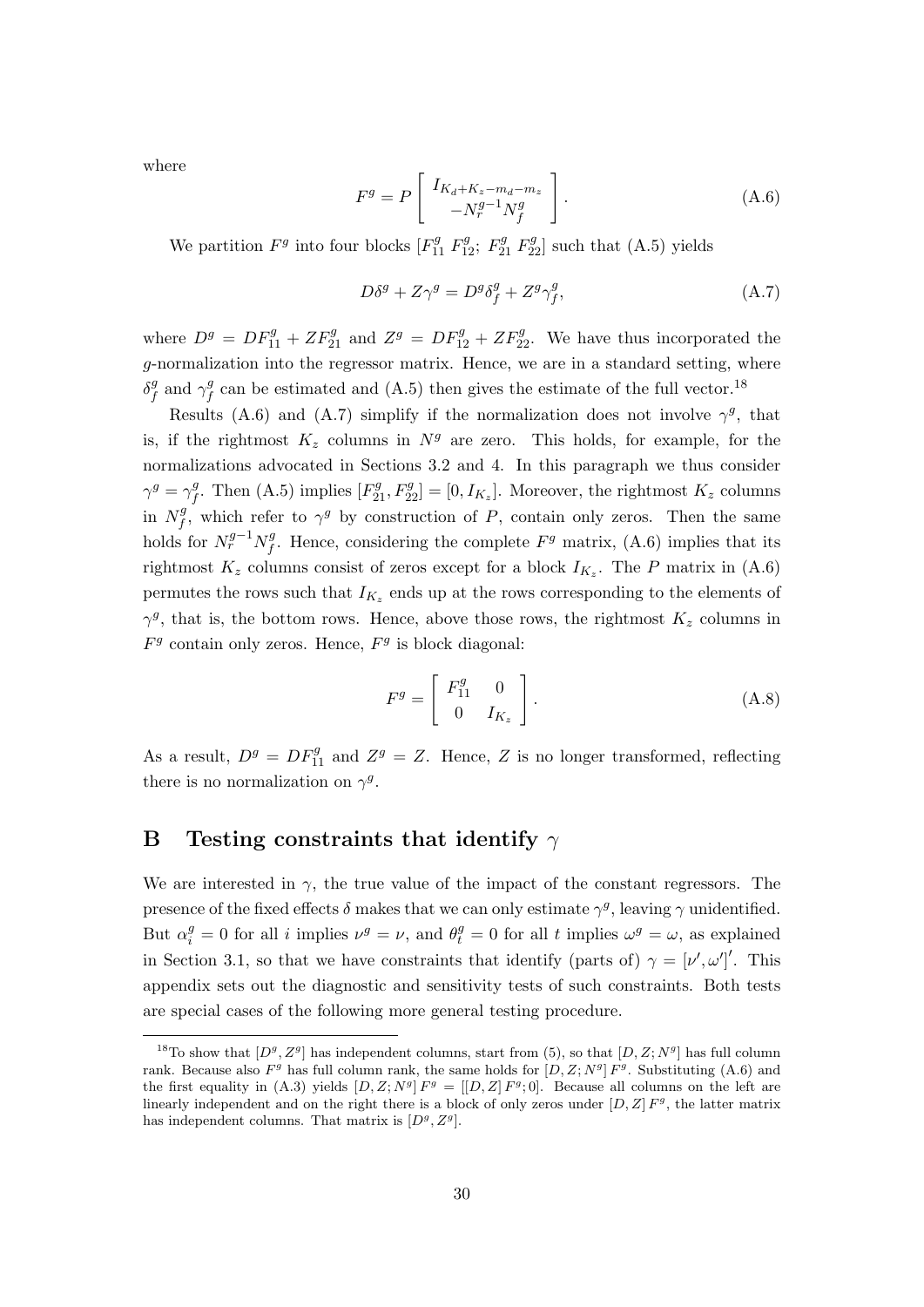where

$$F^g = P \begin{bmatrix} I_{K_d+K_z-m_d-m_z} \\ -N_r^{g-1} N_f^g \end{bmatrix}. \tag{A.6}$$

We partition $F^g$ into four blocks $[F_{11}^g \; F_{12}^g; \; F_{21}^g \; F_{22}^g]$ such that (A.5) yields

$$D\delta^g + Z\gamma^g = D^g \delta_f^g + Z^g \gamma_f^g, \tag{A.7}$$

where $D^g = DF_{11}^g + ZF_{21}^g$ and $Z^g = DF_{12}^g + ZF_{22}^g$. We have thus incorporated the $g$-normalization into the regressor matrix. Hence, we are in a standard setting, where $\delta_f^g$ and $\gamma_f^g$ can be estimated and (A.5) then gives the estimate of the full vector.[18]

Results (A.6) and (A.7) simplify if the normalization does not involve $\gamma^g$, that is, if the rightmost $K_z$ columns in $N^g$ are zero. This holds, for example, for the normalizations advocated in Sections 3.2 and 4. In this paragraph we thus consider $\gamma^g = \gamma_f^g$. Then (A.5) implies $[F_{21}^g, F_{22}^g] = [0, I_{K_z}]$. Moreover, the rightmost $K_z$ columns in $N_f^g$, which refer to $\gamma^g$ by construction of $P$, contain only zeros. Then the same holds for $N_r^{g-1} N_f^g$. Hence, considering the complete $F^g$ matrix, (A.6) implies that its rightmost $K_z$ columns consist of zeros except for a block $I_{K_z}$. The $P$ matrix in (A.6) permutes the rows such that $I_{K_z}$ ends up at the rows corresponding to the elements of $\gamma^g$, that is, the bottom rows. Hence, above those rows, the rightmost $K_z$ columns in $F^g$ contain only zeros. Hence, $F^g$ is block diagonal:

$$F^g = \begin{bmatrix} F_{11}^g & 0 \\ 0 & I_{K_z} \end{bmatrix}. \tag{A.8}$$

As a result, $D^g = DF_{11}^g$ and $Z^g = Z$. Hence, $Z$ is no longer transformed, reflecting there is no normalization on $\gamma^g$.

# B Testing constraints that identify $\gamma$

We are interested in $\gamma$, the true value of the impact of the constant regressors. The presence of the fixed effects $\delta$ makes that we can only estimate $\gamma^g$, leaving $\gamma$ unidentified. But $\alpha_i^g = 0$ for all $i$ implies $\nu^g = \nu$, and $\theta_t^g = 0$ for all $t$ implies $\omega^g = \omega$, as explained in Section 3.1, so that we have constraints that identify (parts of) $\gamma = [\nu', \omega']'$. This appendix sets out the diagnostic and sensitivity tests of such constraints. Both tests are special cases of the following more general testing procedure.

---

[18] To show that $[D^g, Z^g]$ has independent columns, start from (5), so that $[D, Z; N^g]$ has full column rank. Because also $F^g$ has full column rank, the same holds for $[D, Z; N^g] F^g$. Substituting (A.6) and the first equality in (A.3) yields $[D, Z; N^g] F^g = [[D, Z] F^g; 0]$. Because all columns on the left are linearly independent and on the right there is a block of only zeros under $[D, Z] F^g$, the latter matrix has independent columns. That matrix is $[D^g, Z^g]$.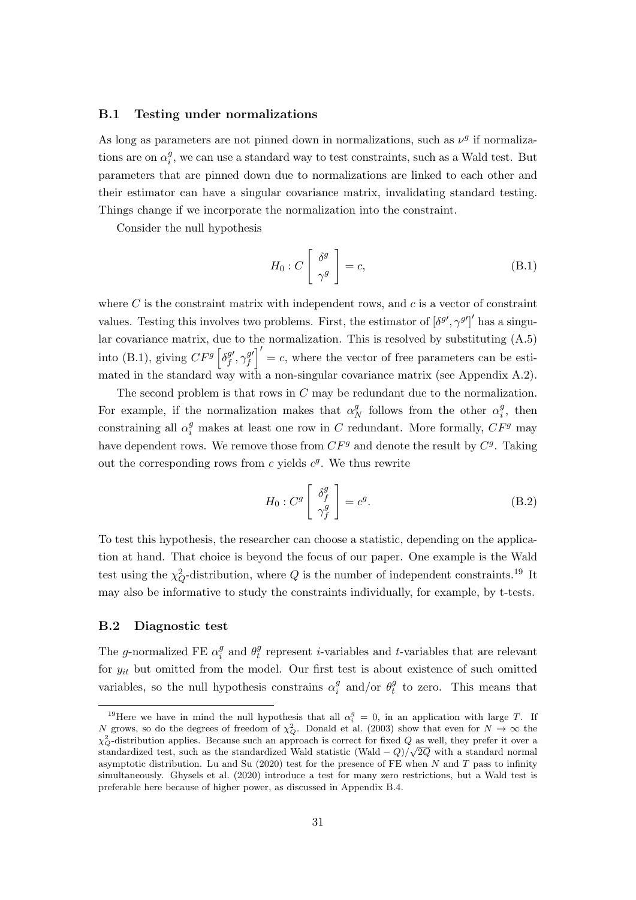### B.1 Testing under normalizations

As long as parameters are not pinned down in normalizations, such as $\nu^g$ if normalizations are on $\alpha_i^g$, we can use a standard way to test constraints, such as a Wald test. But parameters that are pinned down due to normalizations are linked to each other and their estimator can have a singular covariance matrix, invalidating standard testing. Things change if we incorporate the normalization into the constraint.

Consider the null hypothesis

$$H_0 : C \begin{bmatrix} \delta^g \\ \gamma^g \end{bmatrix} = c, \tag{B.1}$$

where $C$ is the constraint matrix with independent rows, and $c$ is a vector of constraint values. Testing this involves two problems. First, the estimator of $[\delta^{g\prime}, \gamma^{g\prime}]'$ has a singular covariance matrix, due to the normalization. This is resolved by substituting (A.5) into (B.1), giving $CF^g \left[\delta_f^{g\prime}, \gamma_f^{g\prime}\right]' = c$, where the vector of free parameters can be estimated in the standard way with a non-singular covariance matrix (see Appendix A.2).

The second problem is that rows in $C$ may be redundant due to the normalization. For example, if the normalization makes that $\alpha_N^g$ follows from the other $\alpha_i^g$, then constraining all $\alpha_i^g$ makes at least one row in $C$ redundant. More formally, $CF^g$ may have dependent rows. We remove those from $CF^g$ and denote the result by $C^g$. Taking out the corresponding rows from $c$ yields $c^g$. We thus rewrite

$$H_0 : C^g \begin{bmatrix} \delta_f^g \\ \gamma_f^g \end{bmatrix} = c^g. \tag{B.2}$$

To test this hypothesis, the researcher can choose a statistic, depending on the application at hand. That choice is beyond the focus of our paper. One example is the Wald test using the $\chi_Q^2$-distribution, where $Q$ is the number of independent constraints.[19] It may also be informative to study the constraints individually, for example, by t-tests.

### B.2 Diagnostic test

The $g$-normalized FE $\alpha_i^g$ and $\theta_t^g$ represent $i$-variables and $t$-variables that are relevant for $y_{it}$ but omitted from the model. Our first test is about existence of such omitted variables, so the null hypothesis constrains $\alpha_i^g$ and/or $\theta_t^g$ to zero. This means that

---

[19] Here we have in mind the null hypothesis that all $\alpha_i^g = 0$, in an application with large $T$. If $N$ grows, so do the degrees of freedom of $\chi_Q^2$. Donald et al. (2003) show that even for $N \to \infty$ the $\chi_Q^2$-distribution applies. Because such an approach is correct for fixed $Q$ as well, they prefer it over a standardized test, such as the standardized Wald statistic $(\text{Wald} - Q)/\sqrt{2Q}$ with a standard normal asymptotic distribution. Lu and Su (2020) test for the presence of FE when $N$ and $T$ pass to infinity simultaneously. Ghysels et al. (2020) introduce a test for many zero restrictions, but a Wald test is preferable here because of higher power, as discussed in Appendix B.4.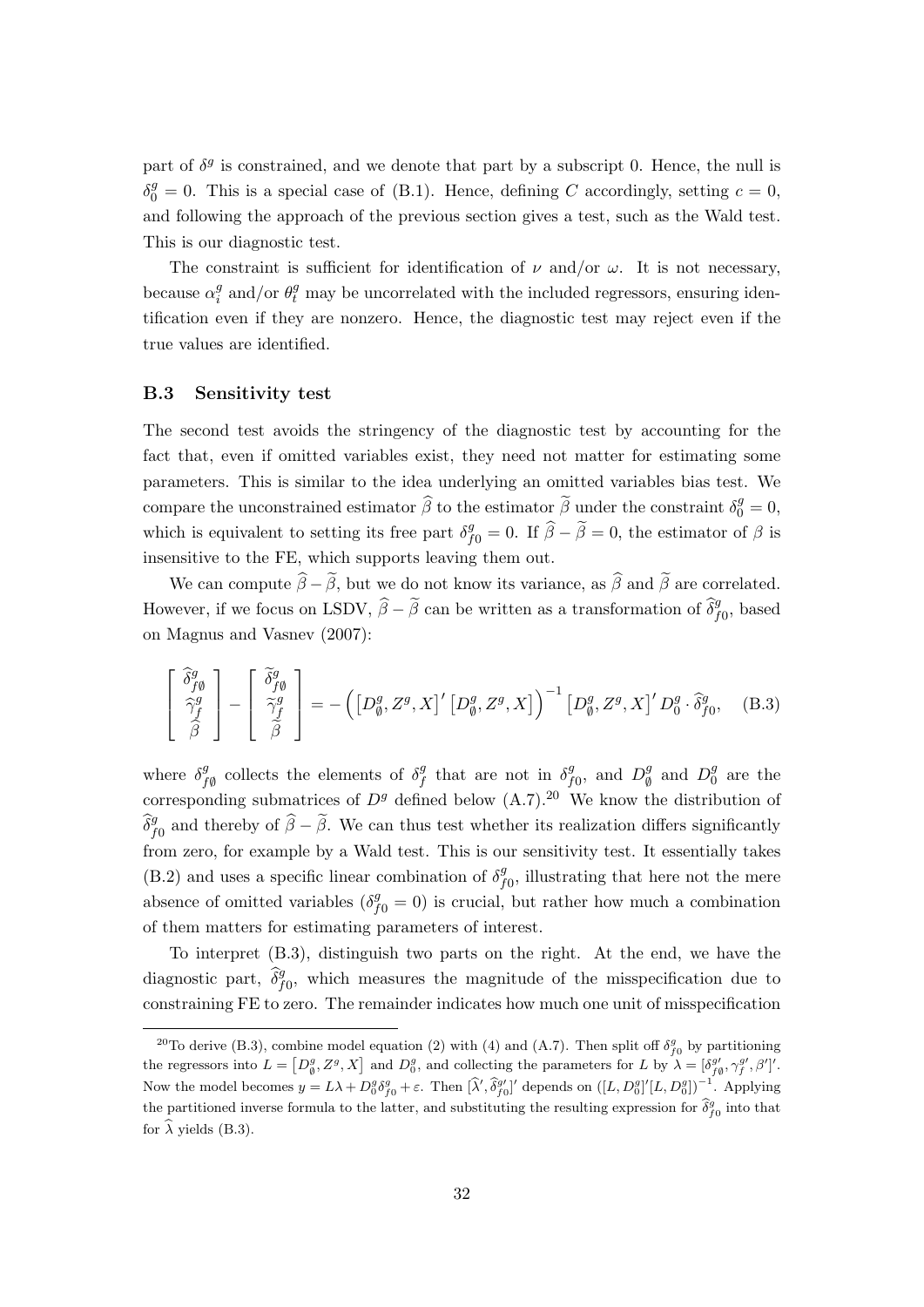part of $\delta^g$ is constrained, and we denote that part by a subscript 0. Hence, the null is $\delta^g_0 = 0$. This is a special case of (B.1). Hence, defining $C$ accordingly, setting $c = 0$, and following the approach of the previous section gives a test, such as the Wald test. This is our diagnostic test.

The constraint is sufficient for identification of $\nu$ and/or $\omega$. It is not necessary, because $\alpha^g_i$ and/or $\theta^g_t$ may be uncorrelated with the included regressors, ensuring identification even if they are nonzero. Hence, the diagnostic test may reject even if the true values are identified.

### B.3 Sensitivity test

The second test avoids the stringency of the diagnostic test by accounting for the fact that, even if omitted variables exist, they need not matter for estimating some parameters. This is similar to the idea underlying an omitted variables bias test. We compare the unconstrained estimator $\widehat{\beta}$ to the estimator $\widetilde{\beta}$ under the constraint $\delta^g_0 = 0$, which is equivalent to setting its free part $\delta^g_{f0} = 0$. If $\widehat{\beta} - \widetilde{\beta} = 0$, the estimator of $\beta$ is insensitive to the FE, which supports leaving them out.

We can compute $\widehat{\beta} - \widetilde{\beta}$, but we do not know its variance, as $\widehat{\beta}$ and $\widetilde{\beta}$ are correlated. However, if we focus on LSDV, $\widehat{\beta} - \widetilde{\beta}$ can be written as a transformation of $\widehat{\delta}^g_{f0}$, based on Magnus and Vasnev (2007):

$$\begin{bmatrix} \widehat{\delta}^g_{f\emptyset} \\ \widehat{\gamma}^g_f \\ \widehat{\beta} \end{bmatrix} - \begin{bmatrix} \widetilde{\delta}^g_{f\emptyset} \\ \widetilde{\gamma}^g_f \\ \widetilde{\beta} \end{bmatrix} = -\left( \left[D^g_\emptyset, Z^g, X\right]' \left[D^g_\emptyset, Z^g, X\right] \right)^{-1} \left[D^g_\emptyset, Z^g, X\right]' D^g_0 \cdot \widehat{\delta}^g_{f0}, \quad \text{(B.3)}$$

where $\delta^g_{f\emptyset}$ collects the elements of $\delta^g_f$ that are not in $\delta^g_{f0}$, and $D^g_\emptyset$ and $D^g_0$ are the corresponding submatrices of $D^g$ defined below (A.7).[20] We know the distribution of $\widehat{\delta}^g_{f0}$ and thereby of $\widehat{\beta} - \widetilde{\beta}$. We can thus test whether its realization differs significantly from zero, for example by a Wald test. This is our sensitivity test. It essentially takes (B.2) and uses a specific linear combination of $\delta^g_{f0}$, illustrating that here not the mere absence of omitted variables ($\delta^g_{f0} = 0$) is crucial, but rather how much a combination of them matters for estimating parameters of interest.

To interpret (B.3), distinguish two parts on the right. At the end, we have the diagnostic part, $\widehat{\delta}^g_{f0}$, which measures the magnitude of the misspecification due to constraining FE to zero. The remainder indicates how much one unit of misspecification

[20] To derive (B.3), combine model equation (2) with (4) and (A.7). Then split off $\delta^g_{f0}$ by partitioning the regressors into $L = \left[D^g_\emptyset, Z^g, X\right]$ and $D^g_0$, and collecting the parameters for $L$ by $\lambda = [\delta^{g\prime}_{f\emptyset}, \gamma^{g\prime}_f, \beta']'$. Now the model becomes $y = L\lambda + D^g_0 \delta^g_{f0} + \varepsilon$. Then $[\widehat{\lambda}', \widehat{\delta}^{g\prime}_{f0}]'$ depends on $([L, D^g_0]'[L, D^g_0])^{-1}$. Applying the partitioned inverse formula to the latter, and substituting the resulting expression for $\widehat{\delta}^g_{f0}$ into that for $\widehat{\lambda}$ yields (B.3).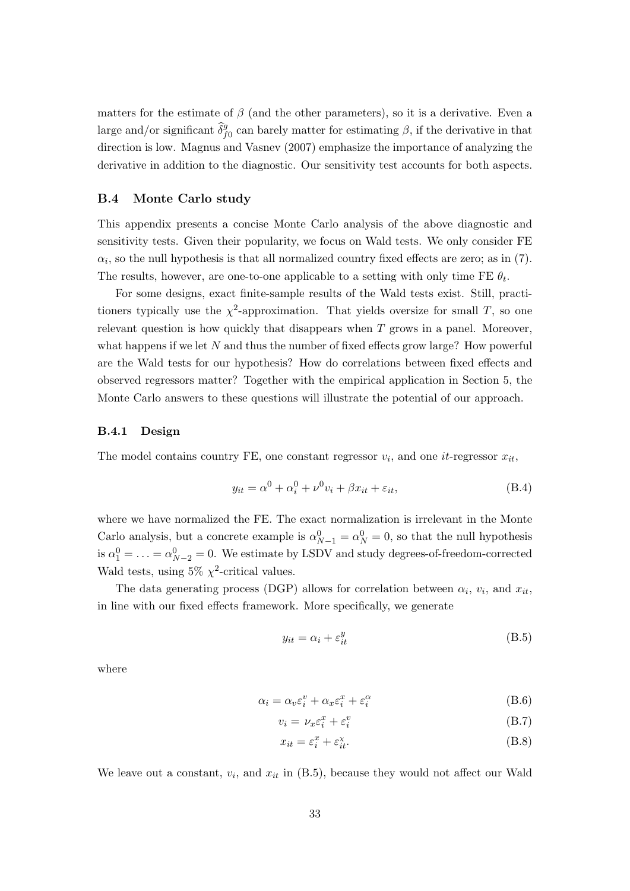matters for the estimate of $\beta$ (and the other parameters), so it is a derivative. Even a large and/or significant $\widehat{\delta}^{g}_{f0}$ can barely matter for estimating $\beta$, if the derivative in that direction is low. Magnus and Vasnev (2007) emphasize the importance of analyzing the derivative in addition to the diagnostic. Our sensitivity test accounts for both aspects.

### B.4 Monte Carlo study

This appendix presents a concise Monte Carlo analysis of the above diagnostic and sensitivity tests. Given their popularity, we focus on Wald tests. We only consider FE $\alpha_i$, so the null hypothesis is that all normalized country fixed effects are zero; as in (7). The results, however, are one-to-one applicable to a setting with only time FE $\theta_t$.

For some designs, exact finite-sample results of the Wald tests exist. Still, practitioners typically use the $\chi^2$-approximation. That yields oversize for small $T$, so one relevant question is how quickly that disappears when $T$ grows in a panel. Moreover, what happens if we let $N$ and thus the number of fixed effects grow large? How powerful are the Wald tests for our hypothesis? How do correlations between fixed effects and observed regressors matter? Together with the empirical application in Section 5, the Monte Carlo answers to these questions will illustrate the potential of our approach.

#### B.4.1 Design

The model contains country FE, one constant regressor $v_i$, and one $it$-regressor $x_{it}$,

$$y_{it} = \alpha^0 + \alpha_i^0 + \nu^0 v_i + \beta x_{it} + \varepsilon_{it}, \tag{B.4}$$

where we have normalized the FE. The exact normalization is irrelevant in the Monte Carlo analysis, but a concrete example is $\alpha^0_{N-1} = \alpha^0_N = 0$, so that the null hypothesis is $\alpha^0_1 = \ldots = \alpha^0_{N-2} = 0$. We estimate by LSDV and study degrees-of-freedom-corrected Wald tests, using 5% $\chi^2$-critical values.

The data generating process (DGP) allows for correlation between $\alpha_i$, $v_i$, and $x_{it}$, in line with our fixed effects framework. More specifically, we generate

$$y_{it} = \alpha_i + \varepsilon^y_{it} \tag{B.5}$$

where

$$\alpha_i = \alpha_v \varepsilon^v_i + \alpha_x \varepsilon^x_i + \varepsilon^\alpha_i \tag{B.6}$$

$$v_i = \nu_x \varepsilon^x_i + \varepsilon^v_i \tag{B.7}$$

$$x_{it} = \varepsilon^x_i + \varepsilon^\chi_{it}. \tag{B.8}$$

We leave out a constant, $v_i$, and $x_{it}$ in (B.5), because they would not affect our Wald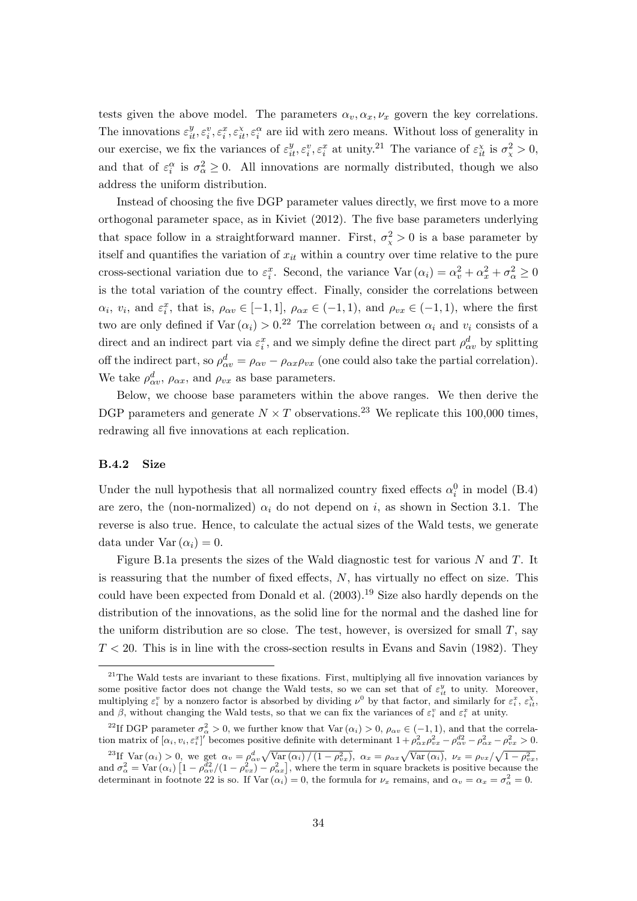tests given the above model. The parameters $\alpha_v, \alpha_x, \nu_x$ govern the key correlations. The innovations $\varepsilon_{it}^y, \varepsilon_i^v, \varepsilon_i^x, \varepsilon_{it}^\chi, \varepsilon_i^\alpha$ are iid with zero means. Without loss of generality in our exercise, we fix the variances of $\varepsilon_{it}^y, \varepsilon_i^v, \varepsilon_i^x$ at unity.[21] The variance of $\varepsilon_{it}^\chi$ is $\sigma_\chi^2 > 0$, and that of $\varepsilon_i^\alpha$ is $\sigma_\alpha^2 \geq 0$. All innovations are normally distributed, though we also address the uniform distribution.

Instead of choosing the five DGP parameter values directly, we first move to a more orthogonal parameter space, as in Kiviet (2012). The five base parameters underlying that space follow in a straightforward manner. First, $\sigma_\chi^2 > 0$ is a base parameter by itself and quantifies the variation of $x_{it}$ within a country over time relative to the pure cross-sectional variation due to $\varepsilon_i^x$. Second, the variance $\text{Var}(\alpha_i) = \alpha_v^2 + \alpha_x^2 + \sigma_\alpha^2 \geq 0$ is the total variation of the country effect. Finally, consider the correlations between $\alpha_i$, $v_i$, and $\varepsilon_i^x$, that is, $\rho_{\alpha v} \in [-1, 1]$, $\rho_{\alpha x} \in (-1, 1)$, and $\rho_{vx} \in (-1, 1)$, where the first two are only defined if $\text{Var}(\alpha_i) > 0$.[22] The correlation between $\alpha_i$ and $v_i$ consists of a direct and an indirect part via $\varepsilon_i^x$, and we simply define the direct part $\rho_{\alpha v}^d$ by splitting off the indirect part, so $\rho_{\alpha v}^d = \rho_{\alpha v} - \rho_{\alpha x}\rho_{vx}$ (one could also take the partial correlation). We take $\rho_{\alpha v}^d$, $\rho_{\alpha x}$, and $\rho_{vx}$ as base parameters.

Below, we choose base parameters within the above ranges. We then derive the DGP parameters and generate $N \times T$ observations.[23] We replicate this 100,000 times, redrawing all five innovations at each replication.

### B.4.2 Size

Under the null hypothesis that all normalized country fixed effects $\alpha_i^0$ in model (B.4) are zero, the (non-normalized) $\alpha_i$ do not depend on $i$, as shown in Section 3.1. The reverse is also true. Hence, to calculate the actual sizes of the Wald tests, we generate data under $\text{Var}(\alpha_i) = 0$.

Figure B.1a presents the sizes of the Wald diagnostic test for various $N$ and $T$. It is reassuring that the number of fixed effects, $N$, has virtually no effect on size. This could have been expected from Donald et al. (2003).[19] Size also hardly depends on the distribution of the innovations, as the solid line for the normal and the dashed line for the uniform distribution are so close. The test, however, is oversized for small $T$, say $T < 20$. This is in line with the cross-section results in Evans and Savin (1982). They

---

[21] The Wald tests are invariant to these fixations. First, multiplying all five innovation variances by some positive factor does not change the Wald tests, so we can set that of $\varepsilon_{it}^y$ to unity. Moreover, multiplying $\varepsilon_i^v$ by a nonzero factor is absorbed by dividing $\nu^0$ by that factor, and similarly for $\varepsilon_i^x$, $\varepsilon_{it}^\chi$, and $\beta$, without changing the Wald tests, so that we can fix the variances of $\varepsilon_i^v$ and $\varepsilon_i^x$ at unity.

[22] If DGP parameter $\sigma_\alpha^2 > 0$, we further know that $\text{Var}(\alpha_i) > 0$, $\rho_{\alpha v} \in (-1, 1)$, and that the correlation matrix of $[\alpha_i, v_i, \varepsilon_i^x]'$ becomes positive definite with determinant $1 + \rho_{\alpha x}^2\rho_{vx}^2 - \rho_{\alpha v}^{d2} - \rho_{\alpha x}^2 - \rho_{vx}^2 > 0$.

[23] If $\text{Var}(\alpha_i) > 0$, we get $\alpha_v = \rho_{\alpha v}^d\sqrt{\text{Var}(\alpha_i)/(1-\rho_{vx}^2)}$, $\alpha_x = \rho_{\alpha x}\sqrt{\text{Var}(\alpha_i)}$, $\nu_x = \rho_{vx}/\sqrt{1-\rho_{vx}^2}$, and $\sigma_\alpha^2 = \text{Var}(\alpha_i)\left[1 - \rho_{\alpha v}^{d2}/(1-\rho_{vx}^2) - \rho_{\alpha x}^2\right]$, where the term in square brackets is positive because the determinant in footnote 22 is so. If $\text{Var}(\alpha_i) = 0$, the formula for $\nu_x$ remains, and $\alpha_v = \alpha_x = \sigma_\alpha^2 = 0$.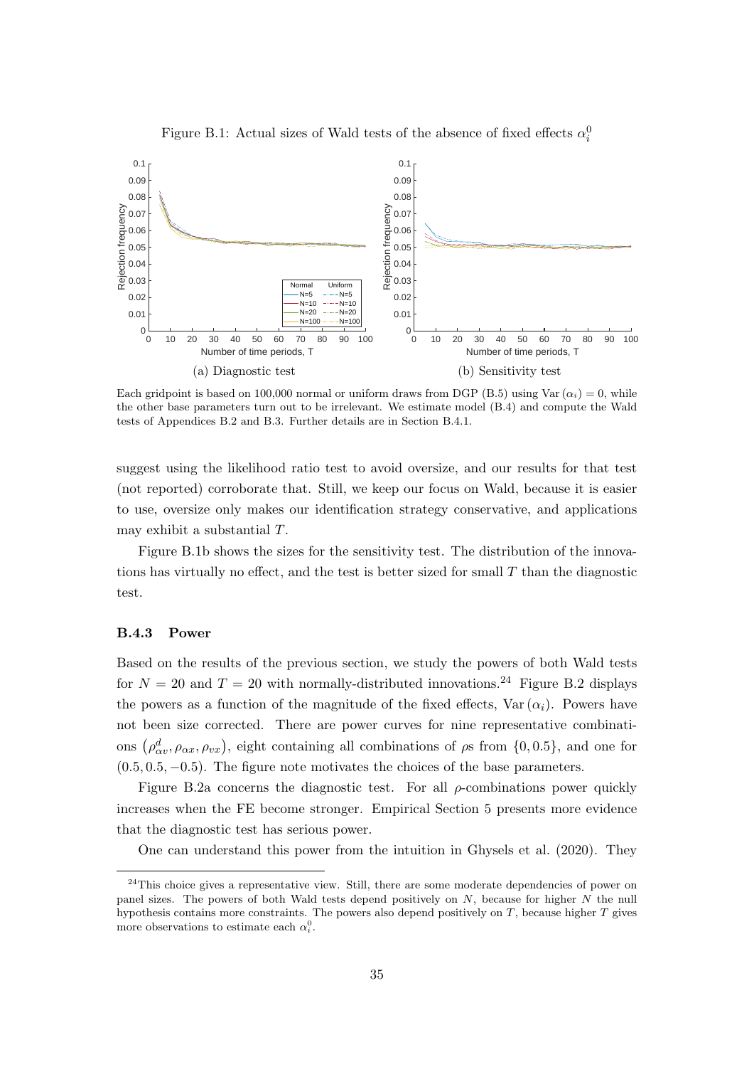Figure B.1: Actual sizes of Wald tests of the absence of fixed effects $\alpha_i^0$

(a) Diagnostic test

(b) Sensitivity test

Each gridpoint is based on 100,000 normal or uniform draws from DGP (B.5) using $\mathrm{Var}(\alpha_i) = 0$, while the other base parameters turn out to be irrelevant. We estimate model (B.4) and compute the Wald tests of Appendices B.2 and B.3. Further details are in Section B.4.1.

suggest using the likelihood ratio test to avoid oversize, and our results for that test (not reported) corroborate that. Still, we keep our focus on Wald, because it is easier to use, oversize only makes our identification strategy conservative, and applications may exhibit a substantial $T$.

Figure B.1b shows the sizes for the sensitivity test. The distribution of the innovations has virtually no effect, and the test is better sized for small $T$ than the diagnostic test.

### B.4.3 Power

Based on the results of the previous section, we study the powers of both Wald tests for $N = 20$ and $T = 20$ with normally-distributed innovations.[24] Figure B.2 displays the powers as a function of the magnitude of the fixed effects, $\mathrm{Var}(\alpha_i)$. Powers have not been size corrected. There are power curves for nine representative combinations $(\rho_{\alpha v}^d, \rho_{\alpha x}, \rho_{vx})$, eight containing all combinations of $\rho$s from $\{0, 0.5\}$, and one for $(0.5, 0.5, -0.5)$. The figure note motivates the choices of the base parameters.

Figure B.2a concerns the diagnostic test. For all $\rho$-combinations power quickly increases when the FE become stronger. Empirical Section 5 presents more evidence that the diagnostic test has serious power.

One can understand this power from the intuition in Ghysels et al. (2020). They

[24] This choice gives a representative view. Still, there are some moderate dependencies of power on panel sizes. The powers of both Wald tests depend positively on $N$, because for higher $N$ the null hypothesis contains more constraints. The powers also depend positively on $T$, because higher $T$ gives more observations to estimate each $\alpha_i^0$.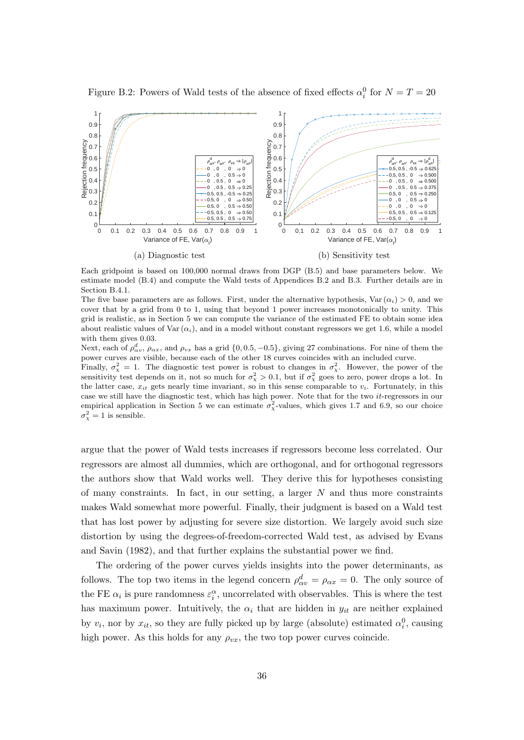Figure B.2: Powers of Wald tests of the absence of fixed effects $\alpha_i^0$ for $N = T = 20$

(a) Diagnostic test

(b) Sensitivity test

Each gridpoint is based on 100,000 normal draws from DGP (B.5) and base parameters below. We estimate model (B.4) and compute the Wald tests of Appendices B.2 and B.3. Further details are in Section B.4.1.

The five base parameters are as follows. First, under the alternative hypothesis, $\mathrm{Var}(\alpha_i) > 0$, and we cover that by a grid from 0 to 1, using that beyond 1 power increases monotonically to unity. This grid is realistic, as in Section 5 we can compute the variance of the estimated FE to obtain some idea about realistic values of $\mathrm{Var}(\alpha_i)$, and in a model without constant regressors we get 1.6, while a model with them gives 0.03.

Next, each of $\rho_{\alpha v}^d$, $\rho_{\alpha x}$, and $\rho_{vx}$ has a grid $\{0, 0.5, -0.5\}$, giving 27 combinations. For nine of them the power curves are visible, because each of the other 18 curves coincides with an included curve.

Finally, $\sigma_\chi^2 = 1$. The diagnostic test power is robust to changes in $\sigma_\chi^2$. However, the power of the sensitivity test depends on it, not so much for $\sigma_\chi^2 > 0.1$, but if $\sigma_\chi^2$ goes to zero, power drops a lot. In the latter case, $x_{it}$ gets nearly time invariant, so in this sense comparable to $v_i$. Fortunately, in this case we still have the diagnostic test, which has high power. Note that for the two $it$-regressors in our empirical application in Section 5 we can estimate $\sigma_\chi^2$-values, which gives 1.7 and 6.9, so our choice $\sigma_\chi^2 = 1$ is sensible.

argue that the power of Wald tests increases if regressors become less correlated. Our regressors are almost all dummies, which are orthogonal, and for orthogonal regressors the authors show that Wald works well. They derive this for hypotheses consisting of many constraints. In fact, in our setting, a larger $N$ and thus more constraints makes Wald somewhat more powerful. Finally, their judgment is based on a Wald test that has lost power by adjusting for severe size distortion. We largely avoid such size distortion by using the degrees-of-freedom-corrected Wald test, as advised by Evans and Savin (1982), and that further explains the substantial power we find.

The ordering of the power curves yields insights into the power determinants, as follows. The top two items in the legend concern $\rho_{\alpha v}^d = \rho_{\alpha x} = 0$. The only source of the FE $\alpha_i$ is pure randomness $\varepsilon_i^\alpha$, uncorrelated with observables. This is where the test has maximum power. Intuitively, the $\alpha_i$ that are hidden in $y_{it}$ are neither explained by $v_i$, nor by $x_{it}$, so they are fully picked up by large (absolute) estimated $\alpha_i^0$, causing high power. As this holds for any $\rho_{vx}$, the two top power curves coincide.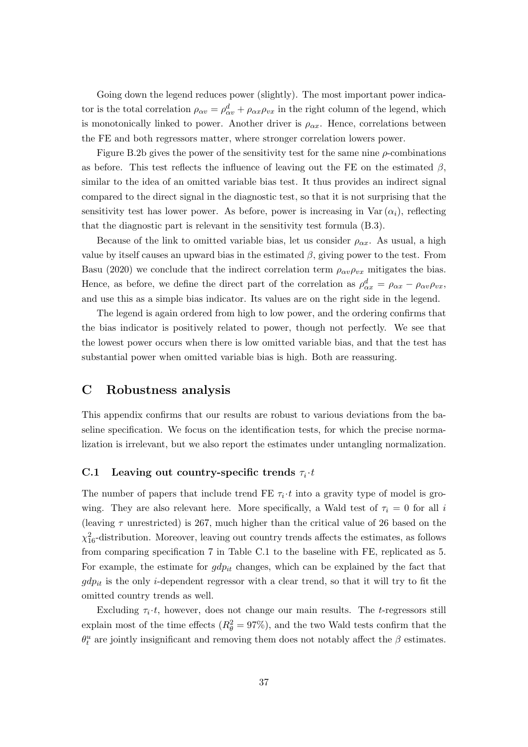Going down the legend reduces power (slightly). The most important power indicator is the total correlation $\rho_{\alpha v} = \rho^d_{\alpha v} + \rho_{\alpha x}\rho_{vx}$ in the right column of the legend, which is monotonically linked to power. Another driver is $\rho_{\alpha x}$. Hence, correlations between the FE and both regressors matter, where stronger correlation lowers power.

Figure B.2b gives the power of the sensitivity test for the same nine $\rho$-combinations as before. This test reflects the influence of leaving out the FE on the estimated $\beta$, similar to the idea of an omitted variable bias test. It thus provides an indirect signal compared to the direct signal in the diagnostic test, so that it is not surprising that the sensitivity test has lower power. As before, power is increasing in $\mathrm{Var}(\alpha_i)$, reflecting that the diagnostic part is relevant in the sensitivity test formula (B.3).

Because of the link to omitted variable bias, let us consider $\rho_{\alpha x}$. As usual, a high value by itself causes an upward bias in the estimated $\beta$, giving power to the test. From Basu (2020) we conclude that the indirect correlation term $\rho_{\alpha v}\rho_{vx}$ mitigates the bias. Hence, as before, we define the direct part of the correlation as $\rho^d_{\alpha x} = \rho_{\alpha x} - \rho_{\alpha v}\rho_{vx}$, and use this as a simple bias indicator. Its values are on the right side in the legend.

The legend is again ordered from high to low power, and the ordering confirms that the bias indicator is positively related to power, though not perfectly. We see that the lowest power occurs when there is low omitted variable bias, and that the test has substantial power when omitted variable bias is high. Both are reassuring.

# C Robustness analysis

This appendix confirms that our results are robust to various deviations from the baseline specification. We focus on the identification tests, for which the precise normalization is irrelevant, but we also report the estimates under untangling normalization.

## C.1 Leaving out country-specific trends $\tau_i \cdot t$

The number of papers that include trend FE $\tau_i \cdot t$ into a gravity type of model is growing. They are also relevant here. More specifically, a Wald test of $\tau_i = 0$ for all $i$ (leaving $\tau$ unrestricted) is 267, much higher than the critical value of 26 based on the $\chi^2_{16}$-distribution. Moreover, leaving out country trends affects the estimates, as follows from comparing specification 7 in Table C.1 to the baseline with FE, replicated as 5. For example, the estimate for $gdp_{it}$ changes, which can be explained by the fact that $gdp_{it}$ is the only $i$-dependent regressor with a clear trend, so that it will try to fit the omitted country trends as well.

Excluding $\tau_i \cdot t$, however, does not change our main results. The $t$-regressors still explain most of the time effects ($R^2_\theta = 97\%$), and the two Wald tests confirm that the $\theta^u_t$ are jointly insignificant and removing them does not notably affect the $\beta$ estimates.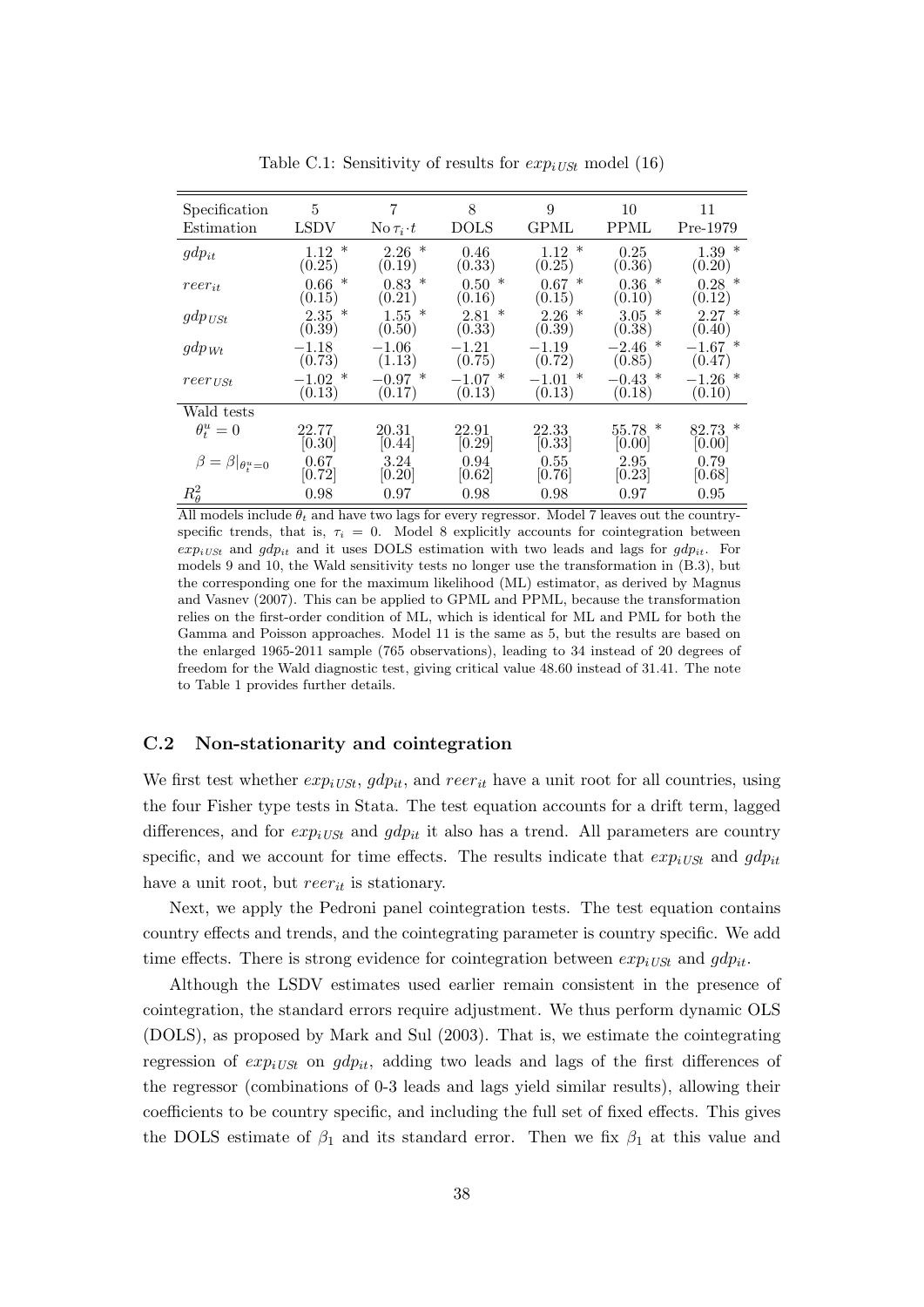Table C.1: Sensitivity of results for $exp_{iUSt}$ model (16)

| Specification | 5 | 7 | 8 | 9 | 10 | 11 |
|---|---|---|---|---|---|---|
| Estimation | LSDV | No $\tau_i \cdot t$ | DOLS | GPML | PPML | Pre-1979 |
| $gdp_{it}$ | 1.12 * | 2.26 * | 0.46 | 1.12 * | 0.25 | 1.39 * |
| | (0.25) | (0.19) | (0.33) | (0.25) | (0.36) | (0.20) |
| $reer_{it}$ | 0.66 * | 0.83 * | 0.50 * | 0.67 * | 0.36 * | 0.28 * |
| | (0.15) | (0.21) | (0.16) | (0.15) | (0.10) | (0.12) |
| $gdp_{USt}$ | 2.35 * | 1.55 * | 2.81 * | 2.26 * | 3.05 * | 2.27 * |
| | (0.39) | (0.50) | (0.33) | (0.39) | (0.38) | (0.40) |
| $gdp_{Wt}$ | −1.18 | −1.06 | −1.21 | −1.19 | −2.46 * | −1.67 * |
| | (0.73) | (1.13) | (0.75) | (0.72) | (0.85) | (0.47) |
| $reer_{USt}$ | −1.02 * | −0.97 * | −1.07 * | −1.01 * | −0.43 * | −1.26 * |
| | (0.13) | (0.17) | (0.13) | (0.13) | (0.18) | (0.10) |
| Wald tests | | | | | | |
| $\theta_t^u = 0$ | 22.77 | 20.31 | 22.91 | 22.33 | 55.78 * | 82.73 * |
| | [0.30] | [0.44] | [0.29] | [0.33] | [0.00] | [0.00] |
| $\beta = \beta\|_{\theta_t^u=0}$ | 0.67 | 3.24 | 0.94 | 0.55 | 2.95 | 0.79 |
| | [0.72] | [0.20] | [0.62] | [0.76] | [0.23] | [0.68] |
| $R^2_\theta$ | 0.98 | 0.97 | 0.98 | 0.98 | 0.97 | 0.95 |

All models include $\theta_t$ and have two lags for every regressor. Model 7 leaves out the country-specific trends, that is, $\tau_i = 0$. Model 8 explicitly accounts for cointegration between $exp_{iUSt}$ and $gdp_{it}$ and it uses DOLS estimation with two leads and lags for $gdp_{it}$. For models 9 and 10, the Wald sensitivity tests no longer use the transformation in (B.3), but the corresponding one for the maximum likelihood (ML) estimator, as derived by Magnus and Vasnev (2007). This can be applied to GPML and PPML, because the transformation relies on the first-order condition of ML, which is identical for ML and PML for both the Gamma and Poisson approaches. Model 11 is the same as 5, but the results are based on the enlarged 1965-2011 sample (765 observations), leading to 34 instead of 20 degrees of freedom for the Wald diagnostic test, giving critical value 48.60 instead of 31.41. The note to Table 1 provides further details.

### C.2 Non-stationarity and cointegration

We first test whether $exp_{iUSt}$, $gdp_{it}$, and $reer_{it}$ have a unit root for all countries, using the four Fisher type tests in Stata. The test equation accounts for a drift term, lagged differences, and for $exp_{iUSt}$ and $gdp_{it}$ it also has a trend. All parameters are country specific, and we account for time effects. The results indicate that $exp_{iUSt}$ and $gdp_{it}$ have a unit root, but $reer_{it}$ is stationary.

Next, we apply the Pedroni panel cointegration tests. The test equation contains country effects and trends, and the cointegrating parameter is country specific. We add time effects. There is strong evidence for cointegration between $exp_{iUSt}$ and $gdp_{it}$.

Although the LSDV estimates used earlier remain consistent in the presence of cointegration, the standard errors require adjustment. We thus perform dynamic OLS (DOLS), as proposed by Mark and Sul (2003). That is, we estimate the cointegrating regression of $exp_{iUSt}$ on $gdp_{it}$, adding two leads and lags of the first differences of the regressor (combinations of 0-3 leads and lags yield similar results), allowing their coefficients to be country specific, and including the full set of fixed effects. This gives the DOLS estimate of $\beta_1$ and its standard error. Then we fix $\beta_1$ at this value and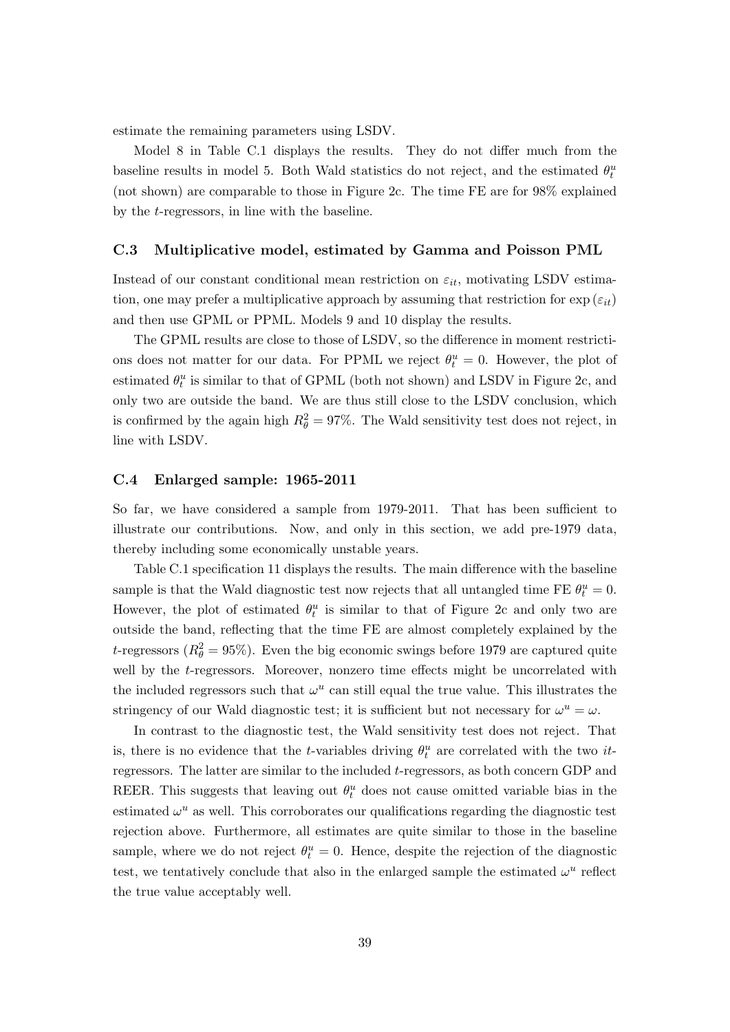estimate the remaining parameters using LSDV.

Model 8 in Table C.1 displays the results. They do not differ much from the baseline results in model 5. Both Wald statistics do not reject, and the estimated $\theta_t^u$ (not shown) are comparable to those in Figure 2c. The time FE are for 98% explained by the $t$-regressors, in line with the baseline.

### C.3 Multiplicative model, estimated by Gamma and Poisson PML

Instead of our constant conditional mean restriction on $\varepsilon_{it}$, motivating LSDV estimation, one may prefer a multiplicative approach by assuming that restriction for $\exp(\varepsilon_{it})$ and then use GPML or PPML. Models 9 and 10 display the results.

The GPML results are close to those of LSDV, so the difference in moment restrictions does not matter for our data. For PPML we reject $\theta_t^u = 0$. However, the plot of estimated $\theta_t^u$ is similar to that of GPML (both not shown) and LSDV in Figure 2c, and only two are outside the band. We are thus still close to the LSDV conclusion, which is confirmed by the again high $R_\theta^2 = 97\%$. The Wald sensitivity test does not reject, in line with LSDV.

### C.4 Enlarged sample: 1965-2011

So far, we have considered a sample from 1979-2011. That has been sufficient to illustrate our contributions. Now, and only in this section, we add pre-1979 data, thereby including some economically unstable years.

Table C.1 specification 11 displays the results. The main difference with the baseline sample is that the Wald diagnostic test now rejects that all untangled time FE $\theta_t^u = 0$. However, the plot of estimated $\theta_t^u$ is similar to that of Figure 2c and only two are outside the band, reflecting that the time FE are almost completely explained by the $t$-regressors ($R_\theta^2 = 95\%$). Even the big economic swings before 1979 are captured quite well by the $t$-regressors. Moreover, nonzero time effects might be uncorrelated with the included regressors such that $\omega^u$ can still equal the true value. This illustrates the stringency of our Wald diagnostic test; it is sufficient but not necessary for $\omega^u = \omega$.

In contrast to the diagnostic test, the Wald sensitivity test does not reject. That is, there is no evidence that the $t$-variables driving $\theta_t^u$ are correlated with the two $it$-regressors. The latter are similar to the included $t$-regressors, as both concern GDP and REER. This suggests that leaving out $\theta_t^u$ does not cause omitted variable bias in the estimated $\omega^u$ as well. This corroborates our qualifications regarding the diagnostic test rejection above. Furthermore, all estimates are quite similar to those in the baseline sample, where we do not reject $\theta_t^u = 0$. Hence, despite the rejection of the diagnostic test, we tentatively conclude that also in the enlarged sample the estimated $\omega^u$ reflect the true value acceptably well.